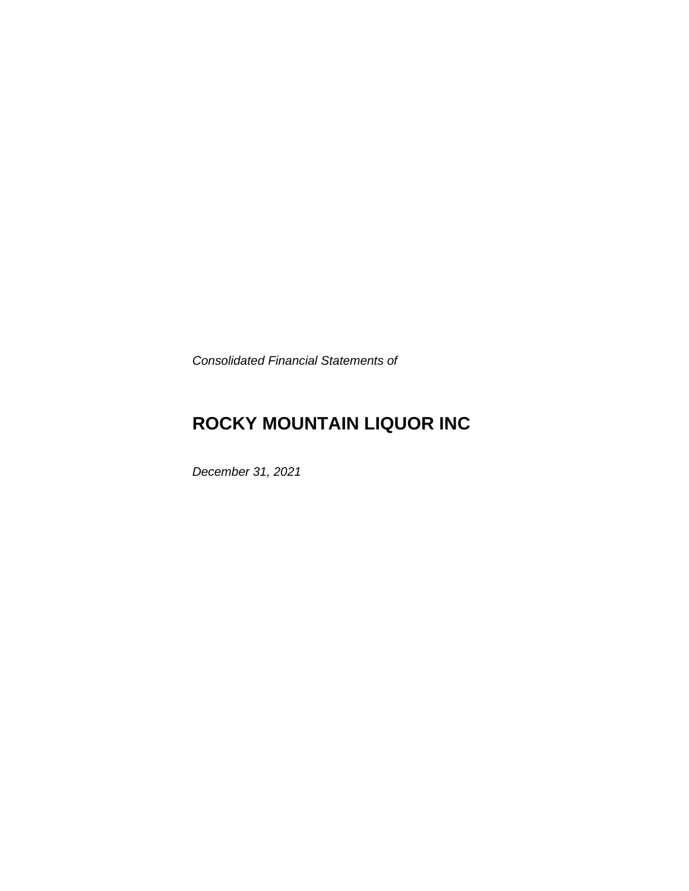*Consolidated Financial Statements of*

# ROCKY MOUNTAIN LIQUOR INC

*December 31, 2021*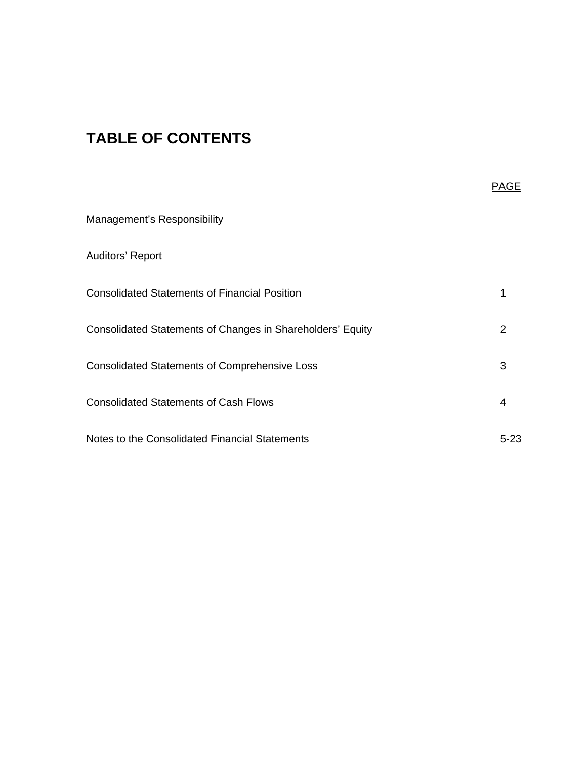# TABLE OF CONTENTS

| | PAGE |
|---|---|
| Management's Responsibility | |
| Auditors' Report | |
| Consolidated Statements of Financial Position | 1 |
| Consolidated Statements of Changes in Shareholders' Equity | 2 |
| Consolidated Statements of Comprehensive Loss | 3 |
| Consolidated Statements of Cash Flows | 4 |
| Notes to the Consolidated Financial Statements | 5-23 |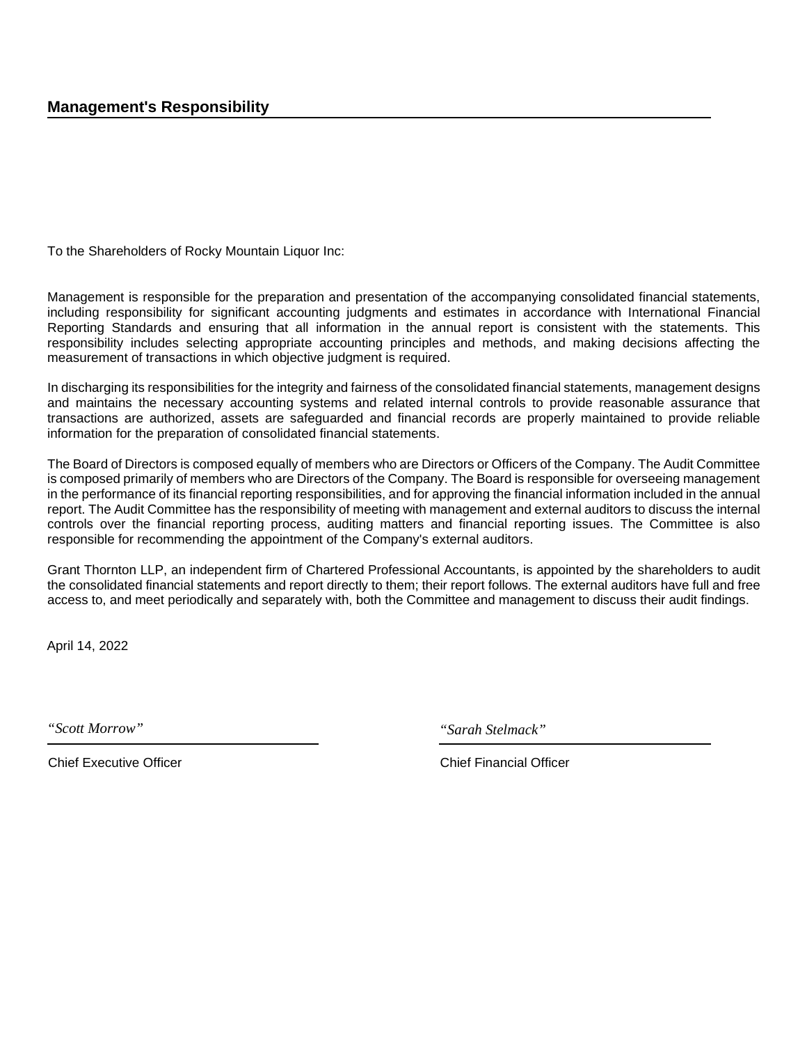## Management's Responsibility

To the Shareholders of Rocky Mountain Liquor Inc:

Management is responsible for the preparation and presentation of the accompanying consolidated financial statements, including responsibility for significant accounting judgments and estimates in accordance with International Financial Reporting Standards and ensuring that all information in the annual report is consistent with the statements. This responsibility includes selecting appropriate accounting principles and methods, and making decisions affecting the measurement of transactions in which objective judgment is required.

In discharging its responsibilities for the integrity and fairness of the consolidated financial statements, management designs and maintains the necessary accounting systems and related internal controls to provide reasonable assurance that transactions are authorized, assets are safeguarded and financial records are properly maintained to provide reliable information for the preparation of consolidated financial statements.

The Board of Directors is composed equally of members who are Directors or Officers of the Company. The Audit Committee is composed primarily of members who are Directors of the Company. The Board is responsible for overseeing management in the performance of its financial reporting responsibilities, and for approving the financial information included in the annual report. The Audit Committee has the responsibility of meeting with management and external auditors to discuss the internal controls over the financial reporting process, auditing matters and financial reporting issues. The Committee is also responsible for recommending the appointment of the Company's external auditors.

Grant Thornton LLP, an independent firm of Chartered Professional Accountants, is appointed by the shareholders to audit the consolidated financial statements and report directly to them; their report follows. The external auditors have full and free access to, and meet periodically and separately with, both the Committee and management to discuss their audit findings.

April 14, 2022

*"Scott Morrow"*

Chief Executive Officer

*"Sarah Stelmack"*

Chief Financial Officer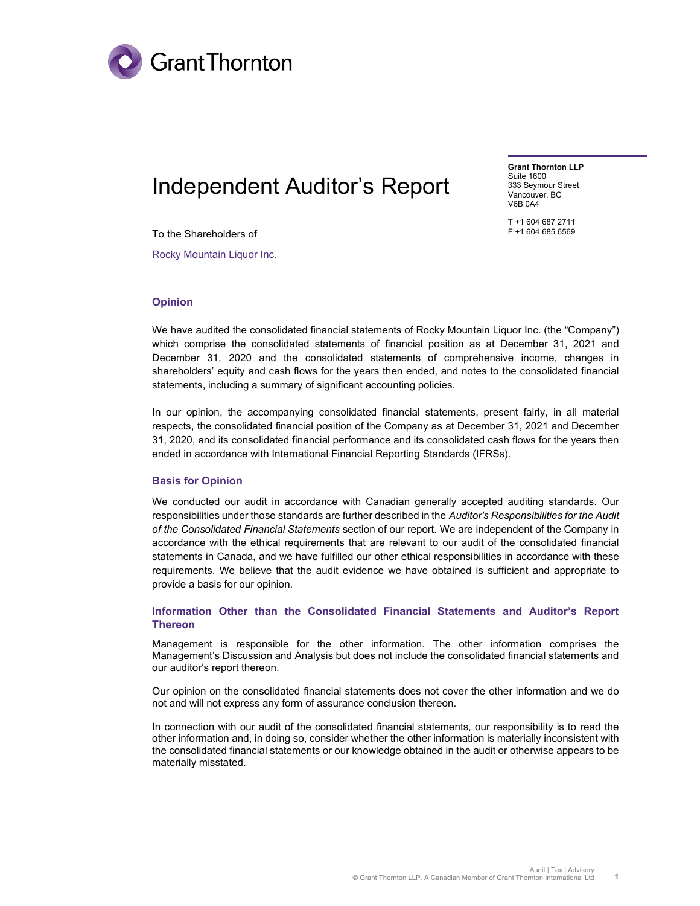# Independent Auditor's Report

**Grant Thornton LLP**
Suite 1600
333 Seymour Street
Vancouver, BC
V6B 0A4

T +1 604 687 2711
F +1 604 685 6569

To the Shareholders of

Rocky Mountain Liquor Inc.

## Opinion

We have audited the consolidated financial statements of Rocky Mountain Liquor Inc. (the "Company") which comprise the consolidated statements of financial position as at December 31, 2021 and December 31, 2020 and the consolidated statements of comprehensive income, changes in shareholders' equity and cash flows for the years then ended, and notes to the consolidated financial statements, including a summary of significant accounting policies.

In our opinion, the accompanying consolidated financial statements, present fairly, in all material respects, the consolidated financial position of the Company as at December 31, 2021 and December 31, 2020, and its consolidated financial performance and its consolidated cash flows for the years then ended in accordance with International Financial Reporting Standards (IFRSs).

## Basis for Opinion

We conducted our audit in accordance with Canadian generally accepted auditing standards. Our responsibilities under those standards are further described in the *Auditor's Responsibilities for the Audit of the Consolidated Financial Statements* section of our report. We are independent of the Company in accordance with the ethical requirements that are relevant to our audit of the consolidated financial statements in Canada, and we have fulfilled our other ethical responsibilities in accordance with these requirements. We believe that the audit evidence we have obtained is sufficient and appropriate to provide a basis for our opinion.

## Information Other than the Consolidated Financial Statements and Auditor's Report Thereon

Management is responsible for the other information. The other information comprises the Management's Discussion and Analysis but does not include the consolidated financial statements and our auditor's report thereon.

Our opinion on the consolidated financial statements does not cover the other information and we do not and will not express any form of assurance conclusion thereon.

In connection with our audit of the consolidated financial statements, our responsibility is to read the other information and, in doing so, consider whether the other information is materially inconsistent with the consolidated financial statements or our knowledge obtained in the audit or otherwise appears to be materially misstated.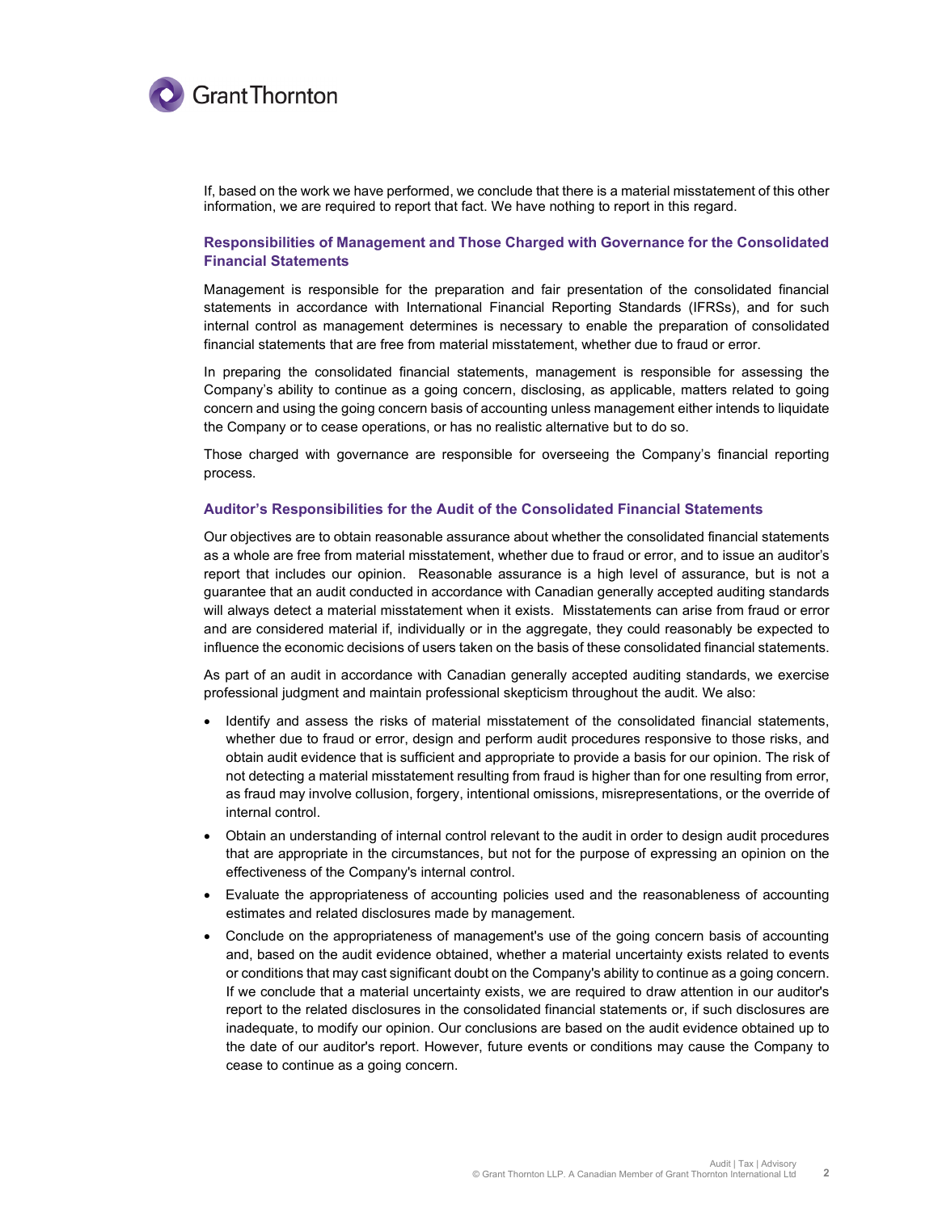If, based on the work we have performed, we conclude that there is a material misstatement of this other information, we are required to report that fact. We have nothing to report in this regard.

### Responsibilities of Management and Those Charged with Governance for the Consolidated Financial Statements

Management is responsible for the preparation and fair presentation of the consolidated financial statements in accordance with International Financial Reporting Standards (IFRSs), and for such internal control as management determines is necessary to enable the preparation of consolidated financial statements that are free from material misstatement, whether due to fraud or error.

In preparing the consolidated financial statements, management is responsible for assessing the Company's ability to continue as a going concern, disclosing, as applicable, matters related to going concern and using the going concern basis of accounting unless management either intends to liquidate the Company or to cease operations, or has no realistic alternative but to do so.

Those charged with governance are responsible for overseeing the Company's financial reporting process.

### Auditor's Responsibilities for the Audit of the Consolidated Financial Statements

Our objectives are to obtain reasonable assurance about whether the consolidated financial statements as a whole are free from material misstatement, whether due to fraud or error, and to issue an auditor's report that includes our opinion. Reasonable assurance is a high level of assurance, but is not a guarantee that an audit conducted in accordance with Canadian generally accepted auditing standards will always detect a material misstatement when it exists. Misstatements can arise from fraud or error and are considered material if, individually or in the aggregate, they could reasonably be expected to influence the economic decisions of users taken on the basis of these consolidated financial statements.

As part of an audit in accordance with Canadian generally accepted auditing standards, we exercise professional judgment and maintain professional skepticism throughout the audit. We also:

- Identify and assess the risks of material misstatement of the consolidated financial statements, whether due to fraud or error, design and perform audit procedures responsive to those risks, and obtain audit evidence that is sufficient and appropriate to provide a basis for our opinion. The risk of not detecting a material misstatement resulting from fraud is higher than for one resulting from error, as fraud may involve collusion, forgery, intentional omissions, misrepresentations, or the override of internal control.
- Obtain an understanding of internal control relevant to the audit in order to design audit procedures that are appropriate in the circumstances, but not for the purpose of expressing an opinion on the effectiveness of the Company's internal control.
- Evaluate the appropriateness of accounting policies used and the reasonableness of accounting estimates and related disclosures made by management.
- Conclude on the appropriateness of management's use of the going concern basis of accounting and, based on the audit evidence obtained, whether a material uncertainty exists related to events or conditions that may cast significant doubt on the Company's ability to continue as a going concern. If we conclude that a material uncertainty exists, we are required to draw attention in our auditor's report to the related disclosures in the consolidated financial statements or, if such disclosures are inadequate, to modify our opinion. Our conclusions are based on the audit evidence obtained up to the date of our auditor's report. However, future events or conditions may cause the Company to cease to continue as a going concern.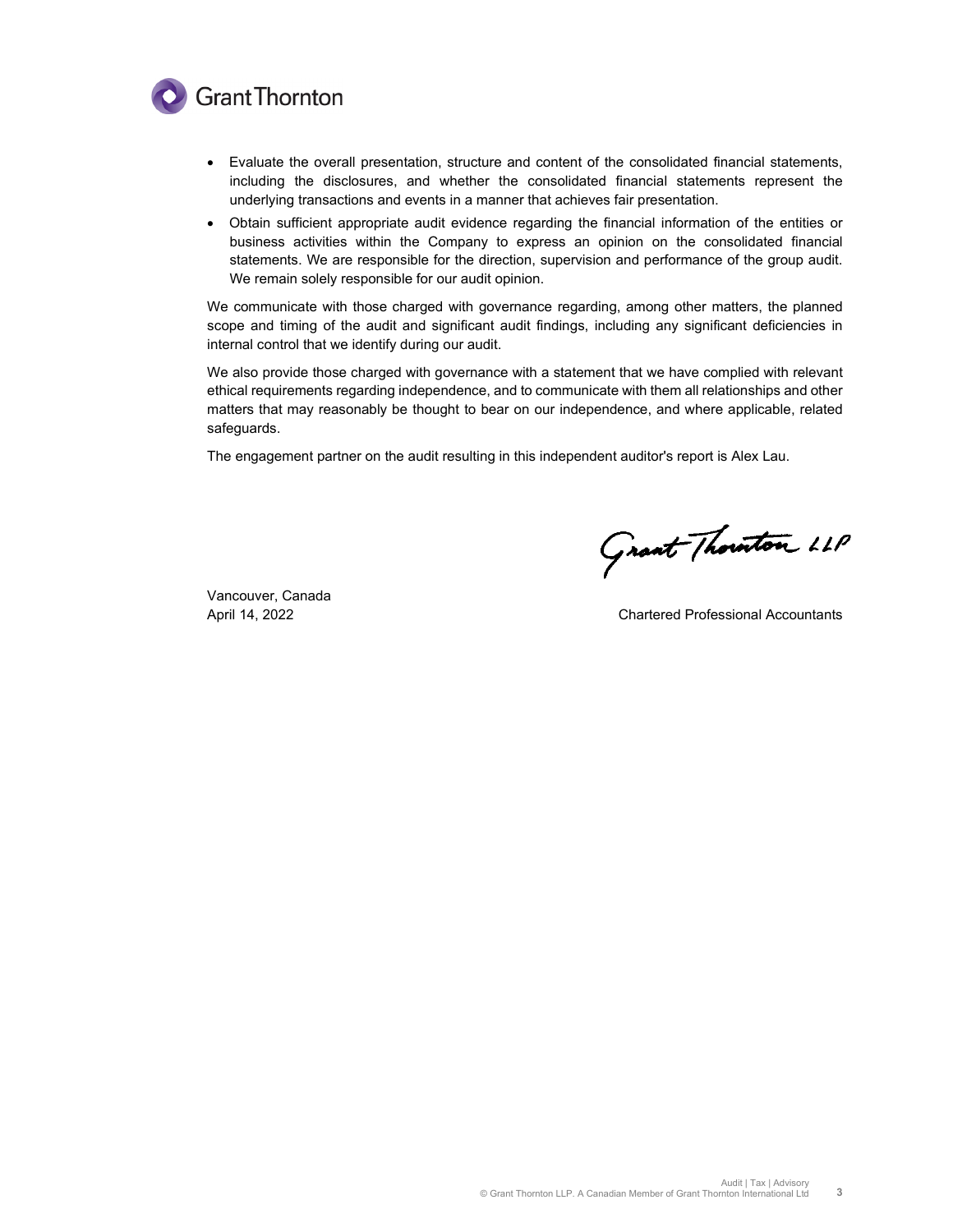- Evaluate the overall presentation, structure and content of the consolidated financial statements, including the disclosures, and whether the consolidated financial statements represent the underlying transactions and events in a manner that achieves fair presentation.
- Obtain sufficient appropriate audit evidence regarding the financial information of the entities or business activities within the Company to express an opinion on the consolidated financial statements. We are responsible for the direction, supervision and performance of the group audit. We remain solely responsible for our audit opinion.

We communicate with those charged with governance regarding, among other matters, the planned scope and timing of the audit and significant audit findings, including any significant deficiencies in internal control that we identify during our audit.

We also provide those charged with governance with a statement that we have complied with relevant ethical requirements regarding independence, and to communicate with them all relationships and other matters that may reasonably be thought to bear on our independence, and where applicable, related safeguards.

The engagement partner on the audit resulting in this independent auditor's report is Alex Lau.

Grant Thornton LLP

Vancouver, Canada
April 14, 2022

Chartered Professional Accountants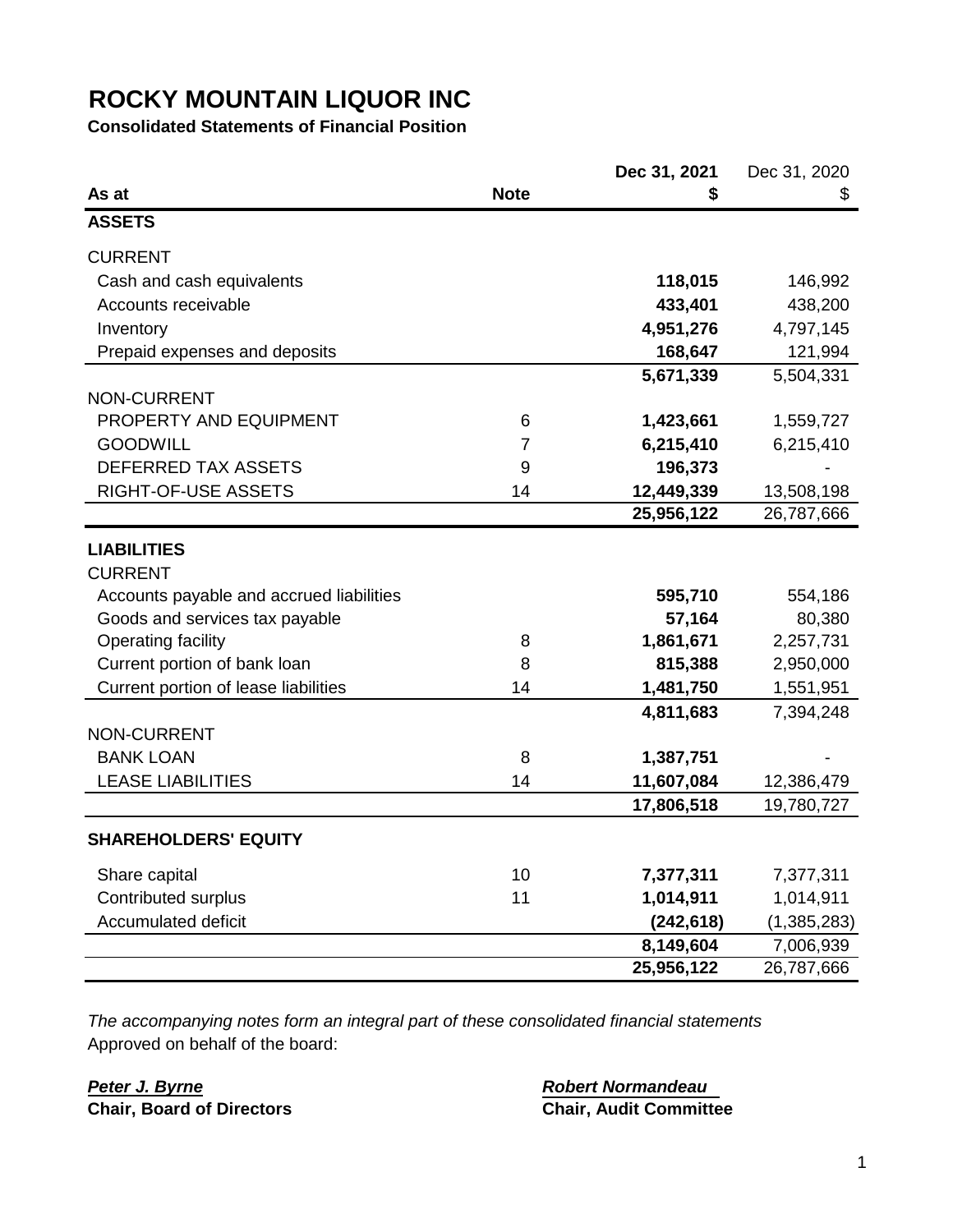# ROCKY MOUNTAIN LIQUOR INC

**Consolidated Statements of Financial Position**

| As at | Note | Dec 31, 2021 $ | Dec 31, 2020 $ |
|---|---|---|---|
| **ASSETS** | | | |
| CURRENT | | | |
| Cash and cash equivalents | | **118,015** | 146,992 |
| Accounts receivable | | **433,401** | 438,200 |
| Inventory | | **4,951,276** | 4,797,145 |
| Prepaid expenses and deposits | | **168,647** | 121,994 |
| | | **5,671,339** | 5,504,331 |
| NON-CURRENT | | | |
| PROPERTY AND EQUIPMENT | 6 | **1,423,661** | 1,559,727 |
| GOODWILL | 7 | **6,215,410** | 6,215,410 |
| DEFERRED TAX ASSETS | 9 | **196,373** | - |
| RIGHT-OF-USE ASSETS | 14 | **12,449,339** | 13,508,198 |
| | | **25,956,122** | 26,787,666 |
| **LIABILITIES** | | | |
| CURRENT | | | |
| Accounts payable and accrued liabilities | | **595,710** | 554,186 |
| Goods and services tax payable | | **57,164** | 80,380 |
| Operating facility | 8 | **1,861,671** | 2,257,731 |
| Current portion of bank loan | 8 | **815,388** | 2,950,000 |
| Current portion of lease liabilities | 14 | **1,481,750** | 1,551,951 |
| | | **4,811,683** | 7,394,248 |
| NON-CURRENT | | | |
| BANK LOAN | 8 | **1,387,751** | - |
| LEASE LIABILITIES | 14 | **11,607,084** | 12,386,479 |
| | | **17,806,518** | 19,780,727 |
| **SHAREHOLDERS' EQUITY** | | | |
| Share capital | 10 | **7,377,311** | 7,377,311 |
| Contributed surplus | 11 | **1,014,911** | 1,014,911 |
| Accumulated deficit | | **(242,618)** | (1,385,283) |
| | | **8,149,604** | 7,006,939 |
| | | **25,956,122** | 26,787,666 |

*The accompanying notes form an integral part of these consolidated financial statements*

Approved on behalf of the board:

***Peter J. Byrne***
**Chair, Board of Directors**

***Robert Normandeau***
**Chair, Audit Committee**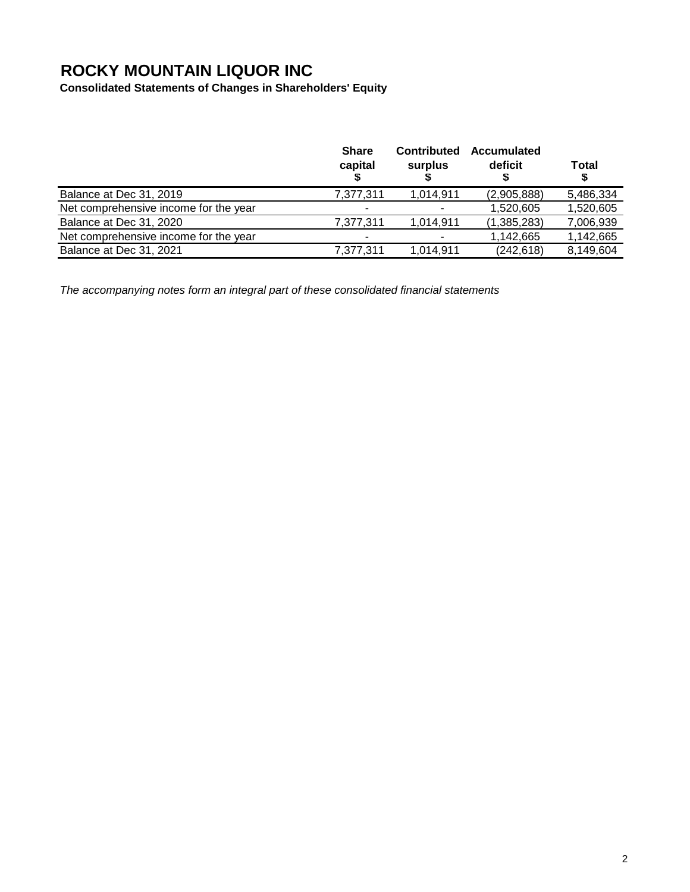# ROCKY MOUNTAIN LIQUOR INC

**Consolidated Statements of Changes in Shareholders' Equity**

| | Share capital $ | Contributed surplus $ | Accumulated deficit $ | Total $ |
|---|---|---|---|---|
| Balance at Dec 31, 2019 | 7,377,311 | 1,014,911 | (2,905,888) | 5,486,334 |
| Net comprehensive income for the year | - | - | 1,520,605 | 1,520,605 |
| Balance at Dec 31, 2020 | 7,377,311 | 1,014,911 | (1,385,283) | 7,006,939 |
| Net comprehensive income for the year | - | - | 1,142,665 | 1,142,665 |
| Balance at Dec 31, 2021 | 7,377,311 | 1,014,911 | (242,618) | 8,149,604 |

*The accompanying notes form an integral part of these consolidated financial statements*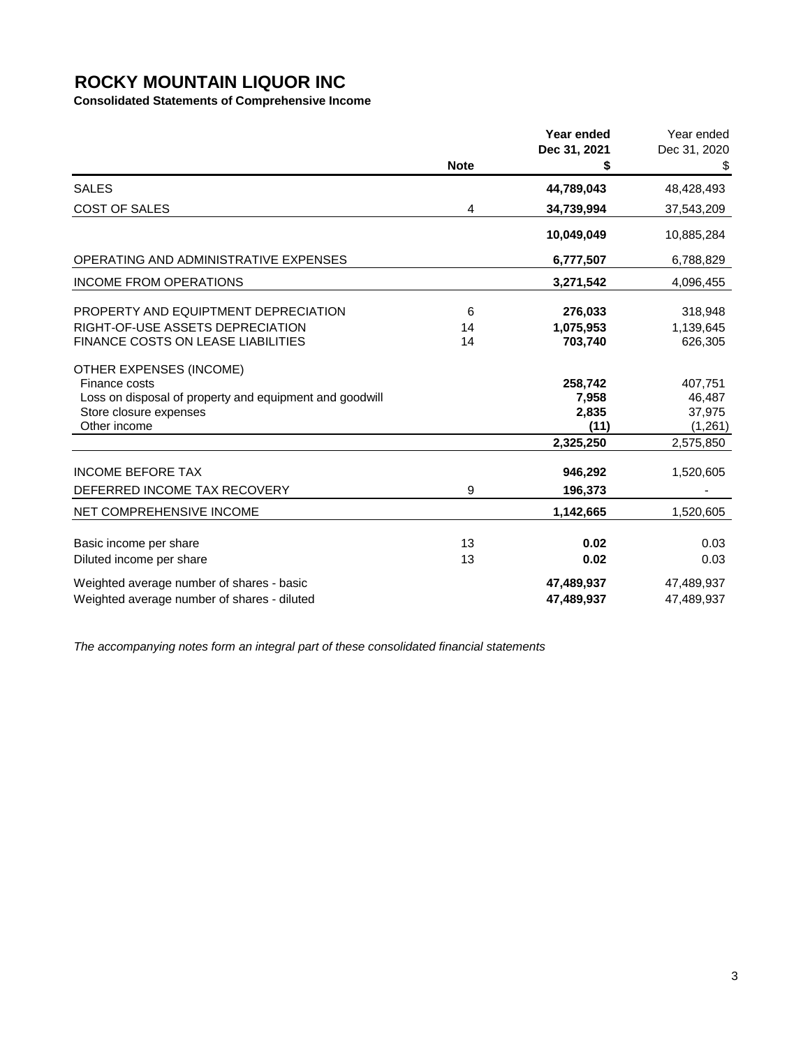# ROCKY MOUNTAIN LIQUOR INC

**Consolidated Statements of Comprehensive Income**

| | Note | **Year ended Dec 31, 2021 $** | Year ended Dec 31, 2020 $ |
|---|---|---|---|
| SALES | | **44,789,043** | 48,428,493 |
| COST OF SALES | 4 | **34,739,994** | 37,543,209 |
| | | **10,049,049** | 10,885,284 |
| OPERATING AND ADMINISTRATIVE EXPENSES | | **6,777,507** | 6,788,829 |
| INCOME FROM OPERATIONS | | **3,271,542** | 4,096,455 |
| PROPERTY AND EQUIPTMENT DEPRECIATION | 6 | **276,033** | 318,948 |
| RIGHT-OF-USE ASSETS DEPRECIATION | 14 | **1,075,953** | 1,139,645 |
| FINANCE COSTS ON LEASE LIABILITIES | 14 | **703,740** | 626,305 |
| OTHER EXPENSES (INCOME) | | | |
| Finance costs | | **258,742** | 407,751 |
| Loss on disposal of property and equipment and goodwill | | **7,958** | 46,487 |
| Store closure expenses | | **2,835** | 37,975 |
| Other income | | **(11)** | (1,261) |
| | | **2,325,250** | 2,575,850 |
| INCOME BEFORE TAX | | **946,292** | 1,520,605 |
| DEFERRED INCOME TAX RECOVERY | 9 | **196,373** | - |
| NET COMPREHENSIVE INCOME | | **1,142,665** | 1,520,605 |
| Basic income per share | 13 | **0.02** | 0.03 |
| Diluted income per share | 13 | **0.02** | 0.03 |
| Weighted average number of shares - basic | | **47,489,937** | 47,489,937 |
| Weighted average number of shares - diluted | | **47,489,937** | 47,489,937 |

*The accompanying notes form an integral part of these consolidated financial statements*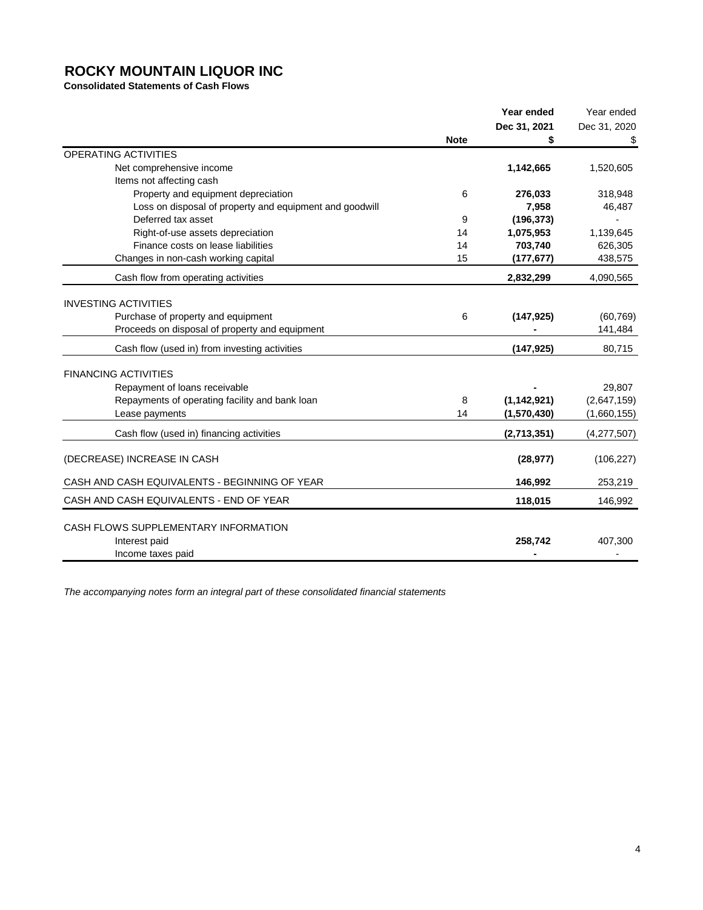# ROCKY MOUNTAIN LIQUOR INC

**Consolidated Statements of Cash Flows**

| | Note | **Year ended Dec 31, 2021 $** | Year ended Dec 31, 2020 $ |
|---|---|---|---|
| OPERATING ACTIVITIES | | | |
| Net comprehensive income | | **1,142,665** | 1,520,605 |
| Items not affecting cash | | | |
| Property and equipment depreciation | 6 | **276,033** | 318,948 |
| Loss on disposal of property and equipment and goodwill | | **7,958** | 46,487 |
| Deferred tax asset | 9 | **(196,373)** | - |
| Right-of-use assets depreciation | 14 | **1,075,953** | 1,139,645 |
| Finance costs on lease liabilities | 14 | **703,740** | 626,305 |
| Changes in non-cash working capital | 15 | **(177,677)** | 438,575 |
| Cash flow from operating activities | | **2,832,299** | 4,090,565 |
| INVESTING ACTIVITIES | | | |
| Purchase of property and equipment | 6 | **(147,925)** | (60,769) |
| Proceeds on disposal of property and equipment | | **-** | 141,484 |
| Cash flow (used in) from investing activities | | **(147,925)** | 80,715 |
| FINANCING ACTIVITIES | | | |
| Repayment of loans receivable | | **-** | 29,807 |
| Repayments of operating facility and bank loan | 8 | **(1,142,921)** | (2,647,159) |
| Lease payments | 14 | **(1,570,430)** | (1,660,155) |
| Cash flow (used in) financing activities | | **(2,713,351)** | (4,277,507) |
| (DECREASE) INCREASE IN CASH | | **(28,977)** | (106,227) |
| CASH AND CASH EQUIVALENTS - BEGINNING OF YEAR | | **146,992** | 253,219 |
| CASH AND CASH EQUIVALENTS - END OF YEAR | | **118,015** | 146,992 |
| CASH FLOWS SUPPLEMENTARY INFORMATION | | | |
| Interest paid | | **258,742** | 407,300 |
| Income taxes paid | | **-** | - |

*The accompanying notes form an integral part of these consolidated financial statements*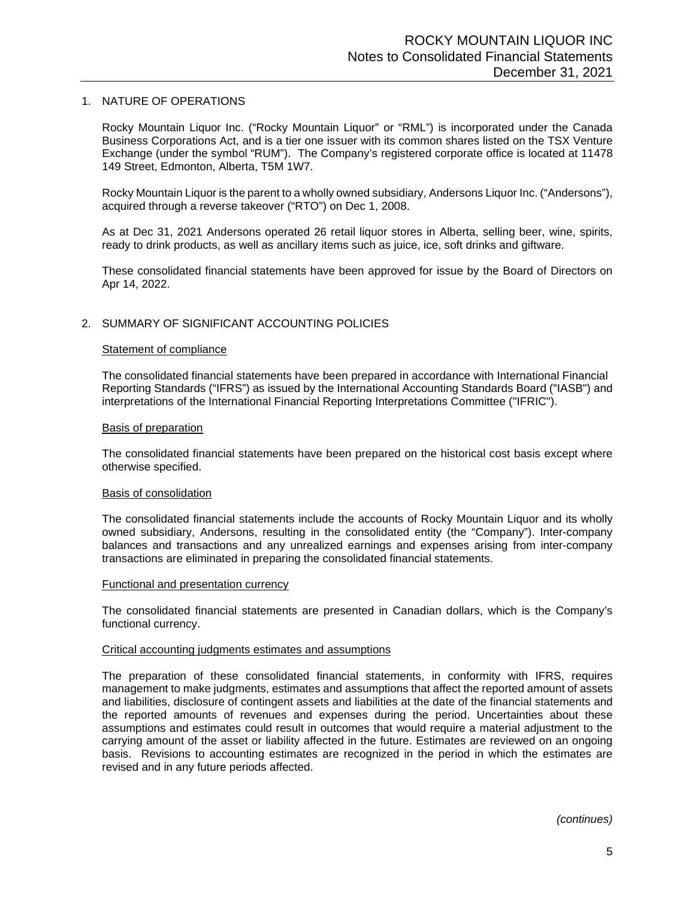## 1. NATURE OF OPERATIONS

Rocky Mountain Liquor Inc. ("Rocky Mountain Liquor" or "RML") is incorporated under the Canada Business Corporations Act, and is a tier one issuer with its common shares listed on the TSX Venture Exchange (under the symbol "RUM"). The Company's registered corporate office is located at 11478 149 Street, Edmonton, Alberta, T5M 1W7.

Rocky Mountain Liquor is the parent to a wholly owned subsidiary, Andersons Liquor Inc. ("Andersons"), acquired through a reverse takeover ("RTO") on Dec 1, 2008.

As at Dec 31, 2021 Andersons operated 26 retail liquor stores in Alberta, selling beer, wine, spirits, ready to drink products, as well as ancillary items such as juice, ice, soft drinks and giftware.

These consolidated financial statements have been approved for issue by the Board of Directors on Apr 14, 2022.

## 2. SUMMARY OF SIGNIFICANT ACCOUNTING POLICIES

### Statement of compliance

The consolidated financial statements have been prepared in accordance with International Financial Reporting Standards ("IFRS") as issued by the International Accounting Standards Board ("IASB") and interpretations of the International Financial Reporting Interpretations Committee ("IFRIC").

### Basis of preparation

The consolidated financial statements have been prepared on the historical cost basis except where otherwise specified.

### Basis of consolidation

The consolidated financial statements include the accounts of Rocky Mountain Liquor and its wholly owned subsidiary, Andersons, resulting in the consolidated entity (the "Company"). Inter-company balances and transactions and any unrealized earnings and expenses arising from inter-company transactions are eliminated in preparing the consolidated financial statements.

### Functional and presentation currency

The consolidated financial statements are presented in Canadian dollars, which is the Company's functional currency.

### Critical accounting judgments estimates and assumptions

The preparation of these consolidated financial statements, in conformity with IFRS, requires management to make judgments, estimates and assumptions that affect the reported amount of assets and liabilities, disclosure of contingent assets and liabilities at the date of the financial statements and the reported amounts of revenues and expenses during the period. Uncertainties about these assumptions and estimates could result in outcomes that would require a material adjustment to the carrying amount of the asset or liability affected in the future. Estimates are reviewed on an ongoing basis. Revisions to accounting estimates are recognized in the period in which the estimates are revised and in any future periods affected.

*(continues)*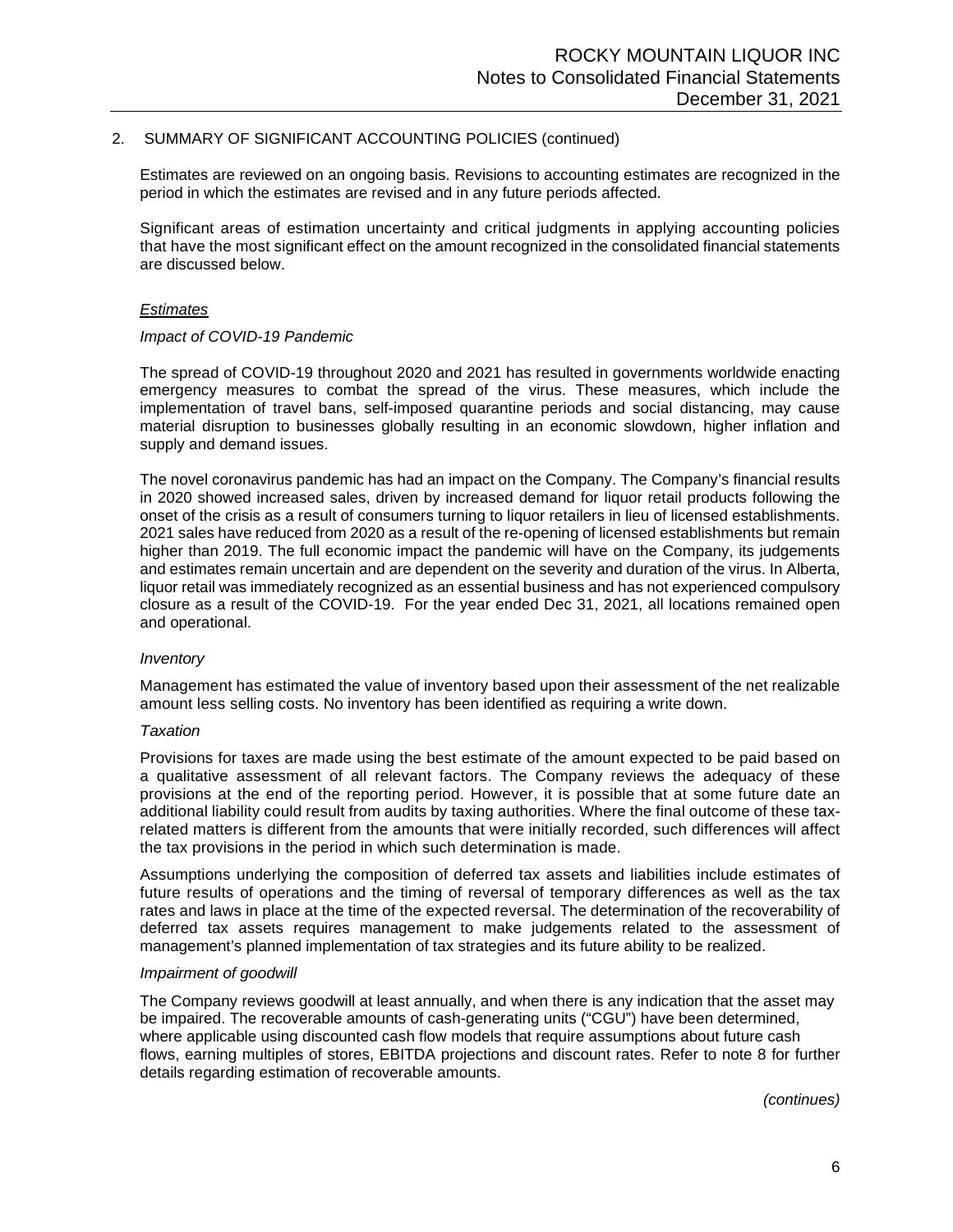## 2. SUMMARY OF SIGNIFICANT ACCOUNTING POLICIES (continued)

Estimates are reviewed on an ongoing basis. Revisions to accounting estimates are recognized in the period in which the estimates are revised and in any future periods affected.

Significant areas of estimation uncertainty and critical judgments in applying accounting policies that have the most significant effect on the amount recognized in the consolidated financial statements are discussed below.

*Estimates*

*Impact of COVID-19 Pandemic*

The spread of COVID-19 throughout 2020 and 2021 has resulted in governments worldwide enacting emergency measures to combat the spread of the virus. These measures, which include the implementation of travel bans, self-imposed quarantine periods and social distancing, may cause material disruption to businesses globally resulting in an economic slowdown, higher inflation and supply and demand issues.

The novel coronavirus pandemic has had an impact on the Company. The Company's financial results in 2020 showed increased sales, driven by increased demand for liquor retail products following the onset of the crisis as a result of consumers turning to liquor retailers in lieu of licensed establishments. 2021 sales have reduced from 2020 as a result of the re-opening of licensed establishments but remain higher than 2019. The full economic impact the pandemic will have on the Company, its judgements and estimates remain uncertain and are dependent on the severity and duration of the virus. In Alberta, liquor retail was immediately recognized as an essential business and has not experienced compulsory closure as a result of the COVID-19. For the year ended Dec 31, 2021, all locations remained open and operational.

*Inventory*

Management has estimated the value of inventory based upon their assessment of the net realizable amount less selling costs. No inventory has been identified as requiring a write down.

*Taxation*

Provisions for taxes are made using the best estimate of the amount expected to be paid based on a qualitative assessment of all relevant factors. The Company reviews the adequacy of these provisions at the end of the reporting period. However, it is possible that at some future date an additional liability could result from audits by taxing authorities. Where the final outcome of these tax-related matters is different from the amounts that were initially recorded, such differences will affect the tax provisions in the period in which such determination is made.

Assumptions underlying the composition of deferred tax assets and liabilities include estimates of future results of operations and the timing of reversal of temporary differences as well as the tax rates and laws in place at the time of the expected reversal. The determination of the recoverability of deferred tax assets requires management to make judgements related to the assessment of management's planned implementation of tax strategies and its future ability to be realized.

*Impairment of goodwill*

The Company reviews goodwill at least annually, and when there is any indication that the asset may be impaired. The recoverable amounts of cash-generating units ("CGU") have been determined, where applicable using discounted cash flow models that require assumptions about future cash flows, earning multiples of stores, EBITDA projections and discount rates. Refer to note 8 for further details regarding estimation of recoverable amounts.

*(continues)*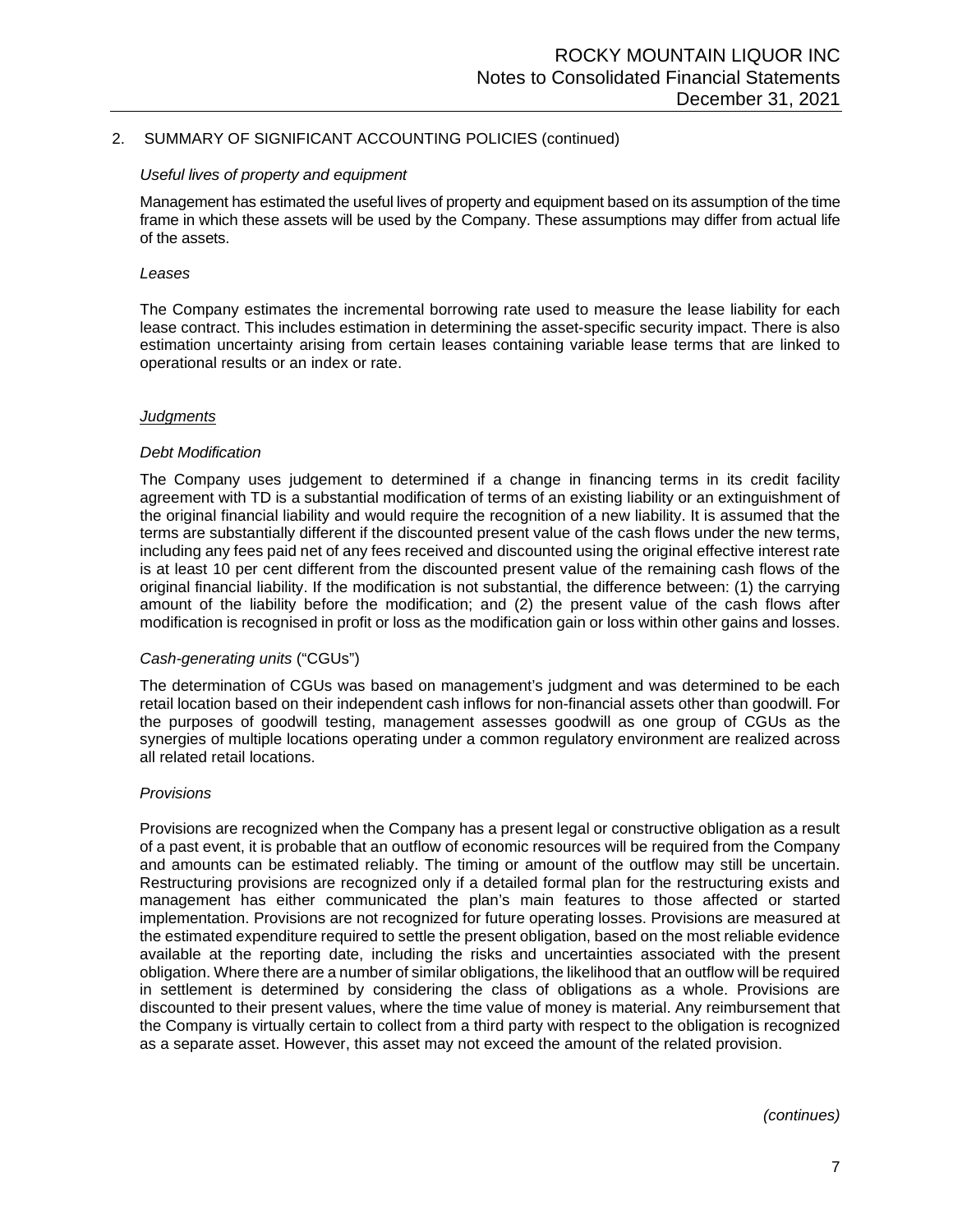## 2. SUMMARY OF SIGNIFICANT ACCOUNTING POLICIES (continued)

*Useful lives of property and equipment*

Management has estimated the useful lives of property and equipment based on its assumption of the time frame in which these assets will be used by the Company. These assumptions may differ from actual life of the assets.

*Leases*

The Company estimates the incremental borrowing rate used to measure the lease liability for each lease contract. This includes estimation in determining the asset-specific security impact. There is also estimation uncertainty arising from certain leases containing variable lease terms that are linked to operational results or an index or rate.

*Judgments*

*Debt Modification*

The Company uses judgement to determined if a change in financing terms in its credit facility agreement with TD is a substantial modification of terms of an existing liability or an extinguishment of the original financial liability and would require the recognition of a new liability. It is assumed that the terms are substantially different if the discounted present value of the cash flows under the new terms, including any fees paid net of any fees received and discounted using the original effective interest rate is at least 10 per cent different from the discounted present value of the remaining cash flows of the original financial liability. If the modification is not substantial, the difference between: (1) the carrying amount of the liability before the modification; and (2) the present value of the cash flows after modification is recognised in profit or loss as the modification gain or loss within other gains and losses.

*Cash-generating units* ("CGUs")

The determination of CGUs was based on management's judgment and was determined to be each retail location based on their independent cash inflows for non-financial assets other than goodwill. For the purposes of goodwill testing, management assesses goodwill as one group of CGUs as the synergies of multiple locations operating under a common regulatory environment are realized across all related retail locations.

*Provisions*

Provisions are recognized when the Company has a present legal or constructive obligation as a result of a past event, it is probable that an outflow of economic resources will be required from the Company and amounts can be estimated reliably. The timing or amount of the outflow may still be uncertain. Restructuring provisions are recognized only if a detailed formal plan for the restructuring exists and management has either communicated the plan's main features to those affected or started implementation. Provisions are not recognized for future operating losses. Provisions are measured at the estimated expenditure required to settle the present obligation, based on the most reliable evidence available at the reporting date, including the risks and uncertainties associated with the present obligation. Where there are a number of similar obligations, the likelihood that an outflow will be required in settlement is determined by considering the class of obligations as a whole. Provisions are discounted to their present values, where the time value of money is material. Any reimbursement that the Company is virtually certain to collect from a third party with respect to the obligation is recognized as a separate asset. However, this asset may not exceed the amount of the related provision.

*(continues)*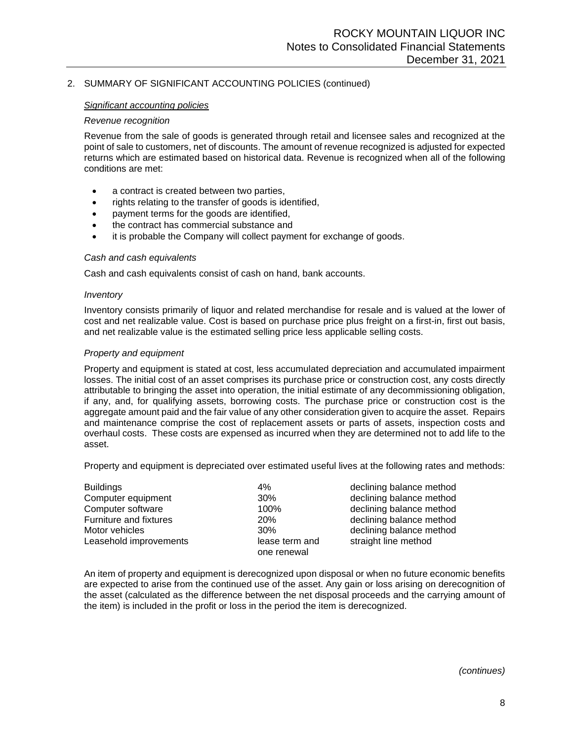## 2. SUMMARY OF SIGNIFICANT ACCOUNTING POLICIES (continued)

### *Significant accounting policies*

*Revenue recognition*

Revenue from the sale of goods is generated through retail and licensee sales and recognized at the point of sale to customers, net of discounts. The amount of revenue recognized is adjusted for expected returns which are estimated based on historical data. Revenue is recognized when all of the following conditions are met:

- a contract is created between two parties,
- rights relating to the transfer of goods is identified,
- payment terms for the goods are identified,
- the contract has commercial substance and
- it is probable the Company will collect payment for exchange of goods.

*Cash and cash equivalents*

Cash and cash equivalents consist of cash on hand, bank accounts.

*Inventory*

Inventory consists primarily of liquor and related merchandise for resale and is valued at the lower of cost and net realizable value. Cost is based on purchase price plus freight on a first-in, first out basis, and net realizable value is the estimated selling price less applicable selling costs.

*Property and equipment*

Property and equipment is stated at cost, less accumulated depreciation and accumulated impairment losses. The initial cost of an asset comprises its purchase price or construction cost, any costs directly attributable to bringing the asset into operation, the initial estimate of any decommissioning obligation, if any, and, for qualifying assets, borrowing costs. The purchase price or construction cost is the aggregate amount paid and the fair value of any other consideration given to acquire the asset. Repairs and maintenance comprise the cost of replacement assets or parts of assets, inspection costs and overhaul costs. These costs are expensed as incurred when they are determined not to add life to the asset.

Property and equipment is depreciated over estimated useful lives at the following rates and methods:

| | | |
|---|---|---|
| Buildings | 4% | declining balance method |
| Computer equipment | 30% | declining balance method |
| Computer software | 100% | declining balance method |
| Furniture and fixtures | 20% | declining balance method |
| Motor vehicles | 30% | declining balance method |
| Leasehold improvements | lease term and one renewal | straight line method |

An item of property and equipment is derecognized upon disposal or when no future economic benefits are expected to arise from the continued use of the asset. Any gain or loss arising on derecognition of the asset (calculated as the difference between the net disposal proceeds and the carrying amount of the item) is included in the profit or loss in the period the item is derecognized.

*(continues)*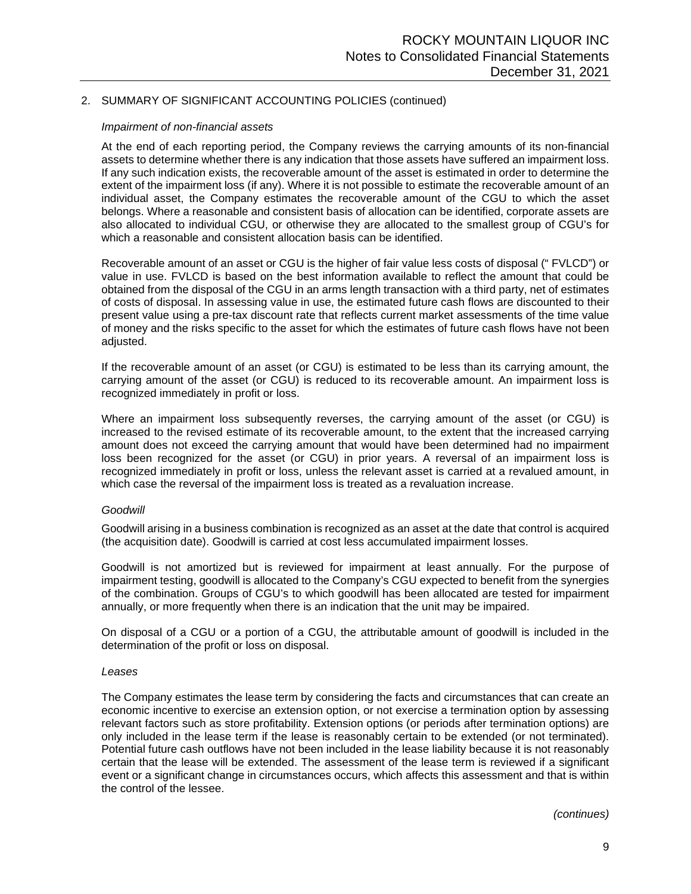## 2. SUMMARY OF SIGNIFICANT ACCOUNTING POLICIES (continued)

*Impairment of non-financial assets*

At the end of each reporting period, the Company reviews the carrying amounts of its non-financial assets to determine whether there is any indication that those assets have suffered an impairment loss. If any such indication exists, the recoverable amount of the asset is estimated in order to determine the extent of the impairment loss (if any). Where it is not possible to estimate the recoverable amount of an individual asset, the Company estimates the recoverable amount of the CGU to which the asset belongs. Where a reasonable and consistent basis of allocation can be identified, corporate assets are also allocated to individual CGU, or otherwise they are allocated to the smallest group of CGU's for which a reasonable and consistent allocation basis can be identified.

Recoverable amount of an asset or CGU is the higher of fair value less costs of disposal (" FVLCD") or value in use. FVLCD is based on the best information available to reflect the amount that could be obtained from the disposal of the CGU in an arms length transaction with a third party, net of estimates of costs of disposal. In assessing value in use, the estimated future cash flows are discounted to their present value using a pre-tax discount rate that reflects current market assessments of the time value of money and the risks specific to the asset for which the estimates of future cash flows have not been adjusted.

If the recoverable amount of an asset (or CGU) is estimated to be less than its carrying amount, the carrying amount of the asset (or CGU) is reduced to its recoverable amount. An impairment loss is recognized immediately in profit or loss.

Where an impairment loss subsequently reverses, the carrying amount of the asset (or CGU) is increased to the revised estimate of its recoverable amount, to the extent that the increased carrying amount does not exceed the carrying amount that would have been determined had no impairment loss been recognized for the asset (or CGU) in prior years. A reversal of an impairment loss is recognized immediately in profit or loss, unless the relevant asset is carried at a revalued amount, in which case the reversal of the impairment loss is treated as a revaluation increase.

*Goodwill*

Goodwill arising in a business combination is recognized as an asset at the date that control is acquired (the acquisition date). Goodwill is carried at cost less accumulated impairment losses.

Goodwill is not amortized but is reviewed for impairment at least annually. For the purpose of impairment testing, goodwill is allocated to the Company's CGU expected to benefit from the synergies of the combination. Groups of CGU's to which goodwill has been allocated are tested for impairment annually, or more frequently when there is an indication that the unit may be impaired.

On disposal of a CGU or a portion of a CGU, the attributable amount of goodwill is included in the determination of the profit or loss on disposal.

*Leases*

The Company estimates the lease term by considering the facts and circumstances that can create an economic incentive to exercise an extension option, or not exercise a termination option by assessing relevant factors such as store profitability. Extension options (or periods after termination options) are only included in the lease term if the lease is reasonably certain to be extended (or not terminated). Potential future cash outflows have not been included in the lease liability because it is not reasonably certain that the lease will be extended. The assessment of the lease term is reviewed if a significant event or a significant change in circumstances occurs, which affects this assessment and that is within the control of the lessee.

*(continues)*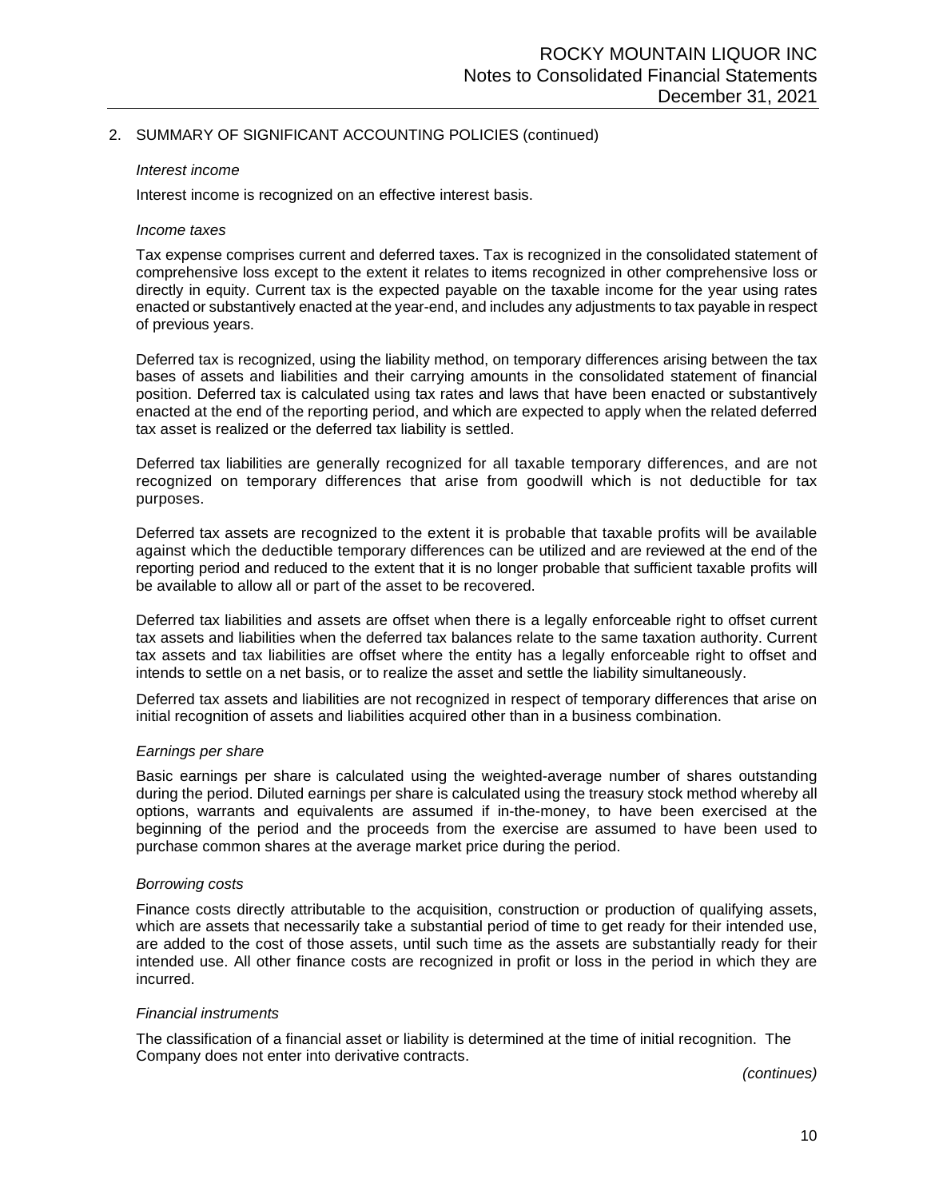## 2. SUMMARY OF SIGNIFICANT ACCOUNTING POLICIES (continued)

*Interest income*

Interest income is recognized on an effective interest basis.

*Income taxes*

Tax expense comprises current and deferred taxes. Tax is recognized in the consolidated statement of comprehensive loss except to the extent it relates to items recognized in other comprehensive loss or directly in equity. Current tax is the expected payable on the taxable income for the year using rates enacted or substantively enacted at the year-end, and includes any adjustments to tax payable in respect of previous years.

Deferred tax is recognized, using the liability method, on temporary differences arising between the tax bases of assets and liabilities and their carrying amounts in the consolidated statement of financial position. Deferred tax is calculated using tax rates and laws that have been enacted or substantively enacted at the end of the reporting period, and which are expected to apply when the related deferred tax asset is realized or the deferred tax liability is settled.

Deferred tax liabilities are generally recognized for all taxable temporary differences, and are not recognized on temporary differences that arise from goodwill which is not deductible for tax purposes.

Deferred tax assets are recognized to the extent it is probable that taxable profits will be available against which the deductible temporary differences can be utilized and are reviewed at the end of the reporting period and reduced to the extent that it is no longer probable that sufficient taxable profits will be available to allow all or part of the asset to be recovered.

Deferred tax liabilities and assets are offset when there is a legally enforceable right to offset current tax assets and liabilities when the deferred tax balances relate to the same taxation authority. Current tax assets and tax liabilities are offset where the entity has a legally enforceable right to offset and intends to settle on a net basis, or to realize the asset and settle the liability simultaneously.

Deferred tax assets and liabilities are not recognized in respect of temporary differences that arise on initial recognition of assets and liabilities acquired other than in a business combination.

*Earnings per share*

Basic earnings per share is calculated using the weighted-average number of shares outstanding during the period. Diluted earnings per share is calculated using the treasury stock method whereby all options, warrants and equivalents are assumed if in-the-money, to have been exercised at the beginning of the period and the proceeds from the exercise are assumed to have been used to purchase common shares at the average market price during the period.

*Borrowing costs*

Finance costs directly attributable to the acquisition, construction or production of qualifying assets, which are assets that necessarily take a substantial period of time to get ready for their intended use, are added to the cost of those assets, until such time as the assets are substantially ready for their intended use. All other finance costs are recognized in profit or loss in the period in which they are incurred.

*Financial instruments*

The classification of a financial asset or liability is determined at the time of initial recognition. The Company does not enter into derivative contracts.

*(continues)*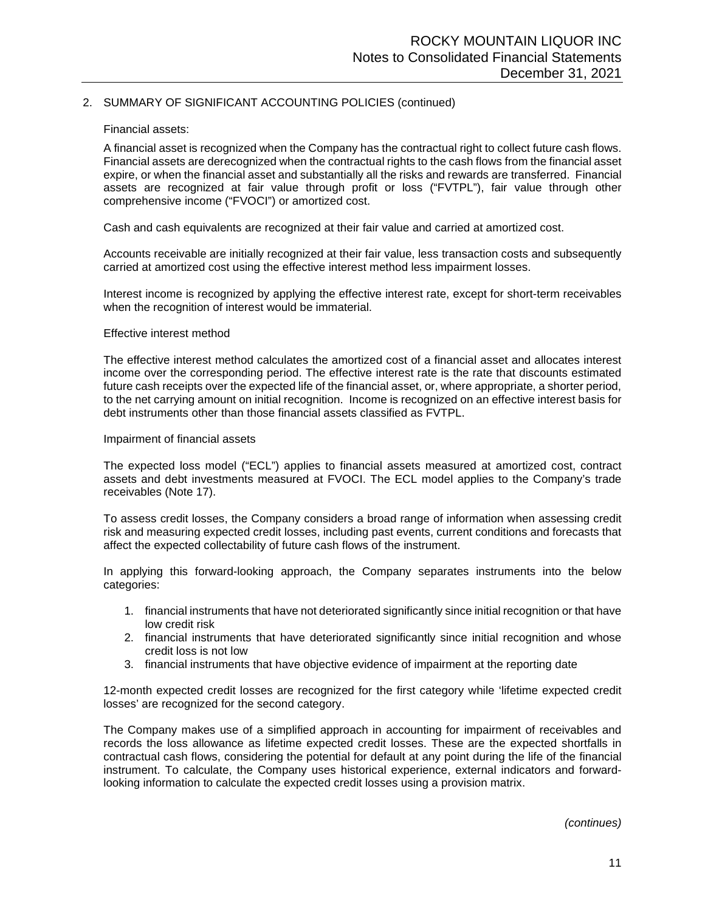## 2. SUMMARY OF SIGNIFICANT ACCOUNTING POLICIES (continued)

Financial assets:

A financial asset is recognized when the Company has the contractual right to collect future cash flows. Financial assets are derecognized when the contractual rights to the cash flows from the financial asset expire, or when the financial asset and substantially all the risks and rewards are transferred. Financial assets are recognized at fair value through profit or loss ("FVTPL"), fair value through other comprehensive income ("FVOCI") or amortized cost.

Cash and cash equivalents are recognized at their fair value and carried at amortized cost.

Accounts receivable are initially recognized at their fair value, less transaction costs and subsequently carried at amortized cost using the effective interest method less impairment losses.

Interest income is recognized by applying the effective interest rate, except for short-term receivables when the recognition of interest would be immaterial.

Effective interest method

The effective interest method calculates the amortized cost of a financial asset and allocates interest income over the corresponding period. The effective interest rate is the rate that discounts estimated future cash receipts over the expected life of the financial asset, or, where appropriate, a shorter period, to the net carrying amount on initial recognition. Income is recognized on an effective interest basis for debt instruments other than those financial assets classified as FVTPL.

Impairment of financial assets

The expected loss model ("ECL") applies to financial assets measured at amortized cost, contract assets and debt investments measured at FVOCI. The ECL model applies to the Company's trade receivables (Note 17).

To assess credit losses, the Company considers a broad range of information when assessing credit risk and measuring expected credit losses, including past events, current conditions and forecasts that affect the expected collectability of future cash flows of the instrument.

In applying this forward-looking approach, the Company separates instruments into the below categories:

1. financial instruments that have not deteriorated significantly since initial recognition or that have low credit risk
2. financial instruments that have deteriorated significantly since initial recognition and whose credit loss is not low
3. financial instruments that have objective evidence of impairment at the reporting date

12-month expected credit losses are recognized for the first category while 'lifetime expected credit losses' are recognized for the second category.

The Company makes use of a simplified approach in accounting for impairment of receivables and records the loss allowance as lifetime expected credit losses. These are the expected shortfalls in contractual cash flows, considering the potential for default at any point during the life of the financial instrument. To calculate, the Company uses historical experience, external indicators and forward-looking information to calculate the expected credit losses using a provision matrix.

*(continues)*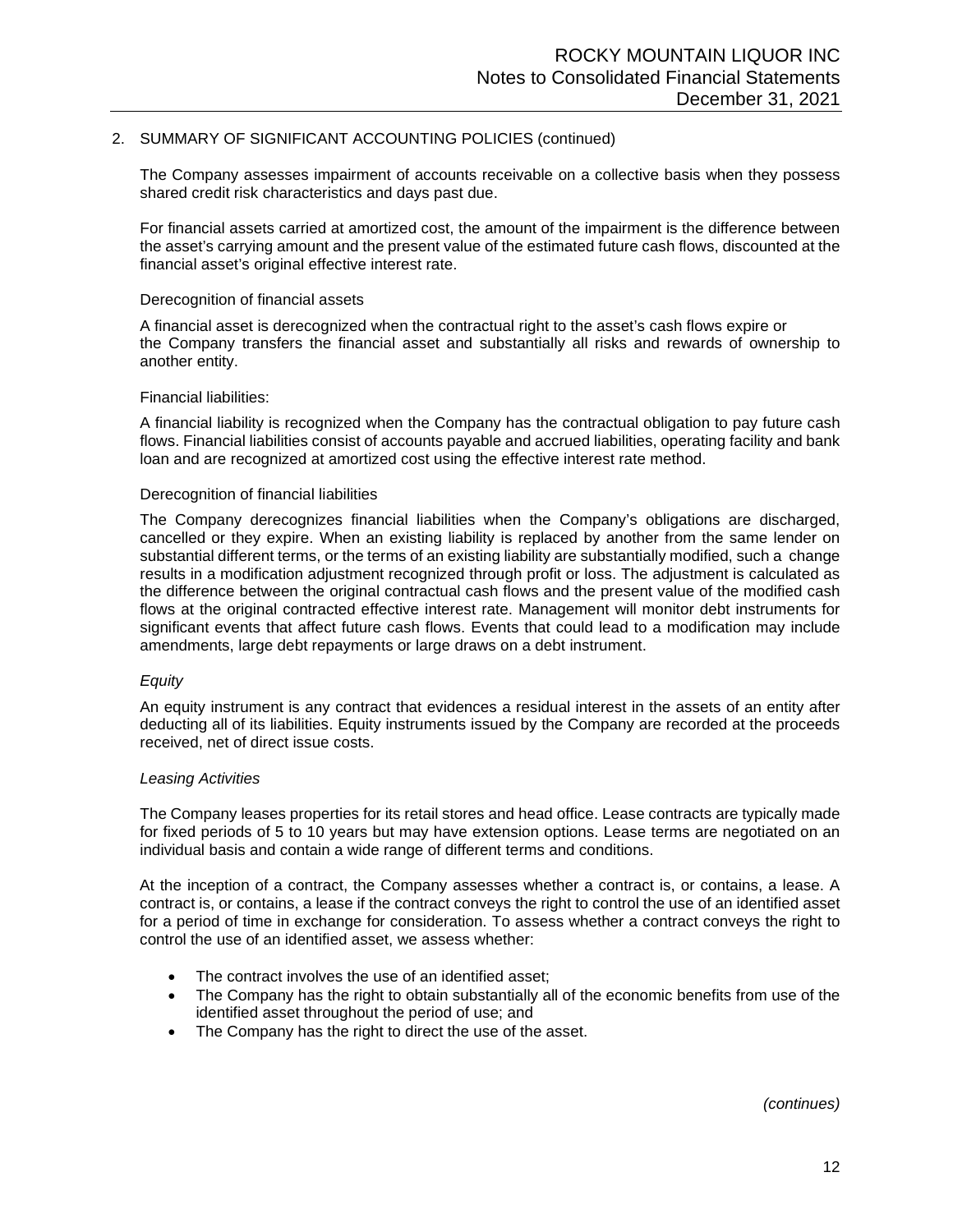## 2. SUMMARY OF SIGNIFICANT ACCOUNTING POLICIES (continued)

The Company assesses impairment of accounts receivable on a collective basis when they possess shared credit risk characteristics and days past due.

For financial assets carried at amortized cost, the amount of the impairment is the difference between the asset's carrying amount and the present value of the estimated future cash flows, discounted at the financial asset's original effective interest rate.

Derecognition of financial assets

A financial asset is derecognized when the contractual right to the asset's cash flows expire or the Company transfers the financial asset and substantially all risks and rewards of ownership to another entity.

Financial liabilities:

A financial liability is recognized when the Company has the contractual obligation to pay future cash flows. Financial liabilities consist of accounts payable and accrued liabilities, operating facility and bank loan and are recognized at amortized cost using the effective interest rate method.

Derecognition of financial liabilities

The Company derecognizes financial liabilities when the Company's obligations are discharged, cancelled or they expire. When an existing liability is replaced by another from the same lender on substantial different terms, or the terms of an existing liability are substantially modified, such a change results in a modification adjustment recognized through profit or loss. The adjustment is calculated as the difference between the original contractual cash flows and the present value of the modified cash flows at the original contracted effective interest rate. Management will monitor debt instruments for significant events that affect future cash flows. Events that could lead to a modification may include amendments, large debt repayments or large draws on a debt instrument.

*Equity*

An equity instrument is any contract that evidences a residual interest in the assets of an entity after deducting all of its liabilities. Equity instruments issued by the Company are recorded at the proceeds received, net of direct issue costs.

*Leasing Activities*

The Company leases properties for its retail stores and head office. Lease contracts are typically made for fixed periods of 5 to 10 years but may have extension options. Lease terms are negotiated on an individual basis and contain a wide range of different terms and conditions.

At the inception of a contract, the Company assesses whether a contract is, or contains, a lease. A contract is, or contains, a lease if the contract conveys the right to control the use of an identified asset for a period of time in exchange for consideration. To assess whether a contract conveys the right to control the use of an identified asset, we assess whether:

- The contract involves the use of an identified asset;
- The Company has the right to obtain substantially all of the economic benefits from use of the identified asset throughout the period of use; and
- The Company has the right to direct the use of the asset.

*(continues)*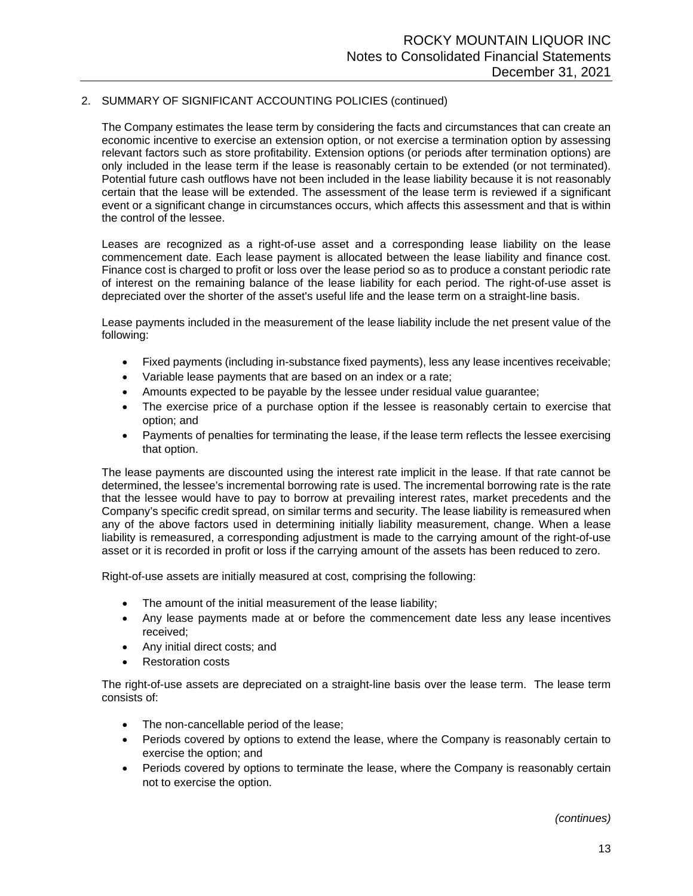## 2. SUMMARY OF SIGNIFICANT ACCOUNTING POLICIES (continued)

The Company estimates the lease term by considering the facts and circumstances that can create an economic incentive to exercise an extension option, or not exercise a termination option by assessing relevant factors such as store profitability. Extension options (or periods after termination options) are only included in the lease term if the lease is reasonably certain to be extended (or not terminated). Potential future cash outflows have not been included in the lease liability because it is not reasonably certain that the lease will be extended. The assessment of the lease term is reviewed if a significant event or a significant change in circumstances occurs, which affects this assessment and that is within the control of the lessee.

Leases are recognized as a right-of-use asset and a corresponding lease liability on the lease commencement date. Each lease payment is allocated between the lease liability and finance cost. Finance cost is charged to profit or loss over the lease period so as to produce a constant periodic rate of interest on the remaining balance of the lease liability for each period. The right-of-use asset is depreciated over the shorter of the asset's useful life and the lease term on a straight-line basis.

Lease payments included in the measurement of the lease liability include the net present value of the following:

- Fixed payments (including in-substance fixed payments), less any lease incentives receivable;
- Variable lease payments that are based on an index or a rate;
- Amounts expected to be payable by the lessee under residual value guarantee;
- The exercise price of a purchase option if the lessee is reasonably certain to exercise that option; and
- Payments of penalties for terminating the lease, if the lease term reflects the lessee exercising that option.

The lease payments are discounted using the interest rate implicit in the lease. If that rate cannot be determined, the lessee's incremental borrowing rate is used. The incremental borrowing rate is the rate that the lessee would have to pay to borrow at prevailing interest rates, market precedents and the Company's specific credit spread, on similar terms and security. The lease liability is remeasured when any of the above factors used in determining initially liability measurement, change. When a lease liability is remeasured, a corresponding adjustment is made to the carrying amount of the right-of-use asset or it is recorded in profit or loss if the carrying amount of the assets has been reduced to zero.

Right-of-use assets are initially measured at cost, comprising the following:

- The amount of the initial measurement of the lease liability;
- Any lease payments made at or before the commencement date less any lease incentives received;
- Any initial direct costs; and
- Restoration costs

The right-of-use assets are depreciated on a straight-line basis over the lease term. The lease term consists of:

- The non-cancellable period of the lease;
- Periods covered by options to extend the lease, where the Company is reasonably certain to exercise the option; and
- Periods covered by options to terminate the lease, where the Company is reasonably certain not to exercise the option.

*(continues)*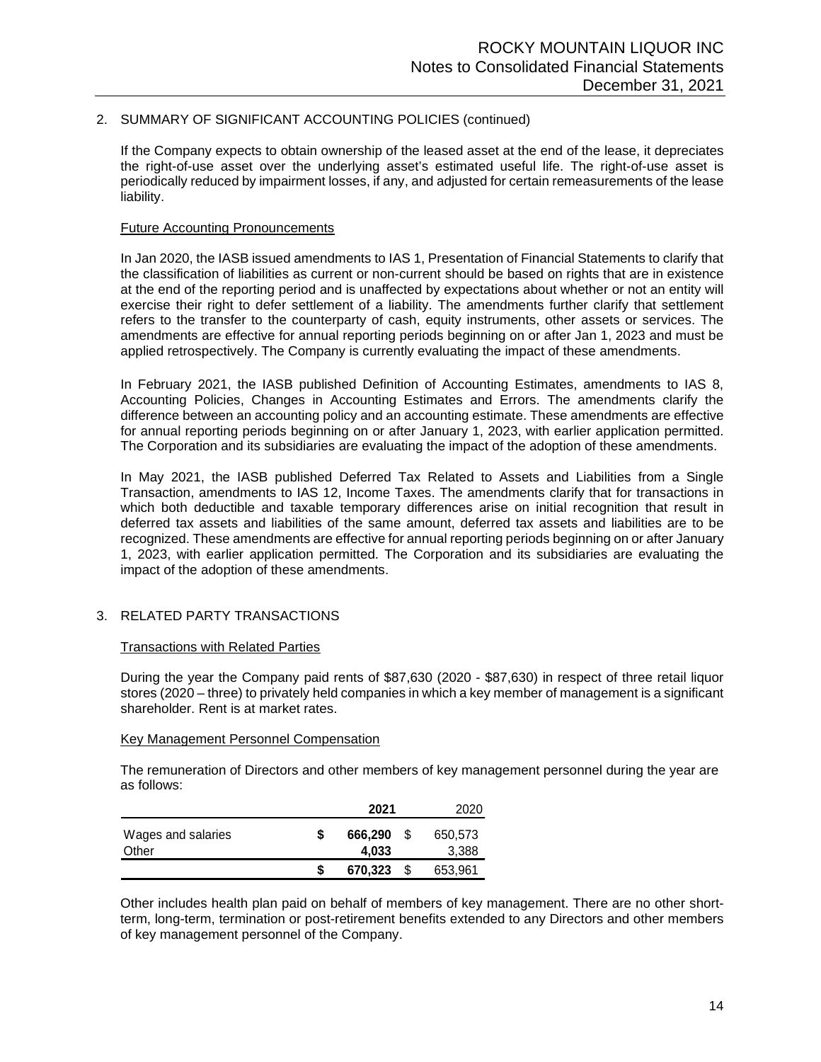## 2. SUMMARY OF SIGNIFICANT ACCOUNTING POLICIES (continued)

If the Company expects to obtain ownership of the leased asset at the end of the lease, it depreciates the right-of-use asset over the underlying asset's estimated useful life. The right-of-use asset is periodically reduced by impairment losses, if any, and adjusted for certain remeasurements of the lease liability.

### Future Accounting Pronouncements

In Jan 2020, the IASB issued amendments to IAS 1, Presentation of Financial Statements to clarify that the classification of liabilities as current or non-current should be based on rights that are in existence at the end of the reporting period and is unaffected by expectations about whether or not an entity will exercise their right to defer settlement of a liability. The amendments further clarify that settlement refers to the transfer to the counterparty of cash, equity instruments, other assets or services. The amendments are effective for annual reporting periods beginning on or after Jan 1, 2023 and must be applied retrospectively. The Company is currently evaluating the impact of these amendments.

In February 2021, the IASB published Definition of Accounting Estimates, amendments to IAS 8, Accounting Policies, Changes in Accounting Estimates and Errors. The amendments clarify the difference between an accounting policy and an accounting estimate. These amendments are effective for annual reporting periods beginning on or after January 1, 2023, with earlier application permitted. The Corporation and its subsidiaries are evaluating the impact of the adoption of these amendments.

In May 2021, the IASB published Deferred Tax Related to Assets and Liabilities from a Single Transaction, amendments to IAS 12, Income Taxes. The amendments clarify that for transactions in which both deductible and taxable temporary differences arise on initial recognition that result in deferred tax assets and liabilities of the same amount, deferred tax assets and liabilities are to be recognized. These amendments are effective for annual reporting periods beginning on or after January 1, 2023, with earlier application permitted. The Corporation and its subsidiaries are evaluating the impact of the adoption of these amendments.

## 3. RELATED PARTY TRANSACTIONS

### Transactions with Related Parties

During the year the Company paid rents of $87,630 (2020 - $87,630) in respect of three retail liquor stores (2020 – three) to privately held companies in which a key member of management is a significant shareholder. Rent is at market rates.

### Key Management Personnel Compensation

The remuneration of Directors and other members of key management personnel during the year are as follows:

| | 2021 | 2020 |
|---|---|---|
| Wages and salaries | $ **666,290** | $ 650,573 |
| Other | **4,033** | 3,388 |
| | $ **670,323** | $ 653,961 |

Other includes health plan paid on behalf of members of key management. There are no other short-term, long-term, termination or post-retirement benefits extended to any Directors and other members of key management personnel of the Company.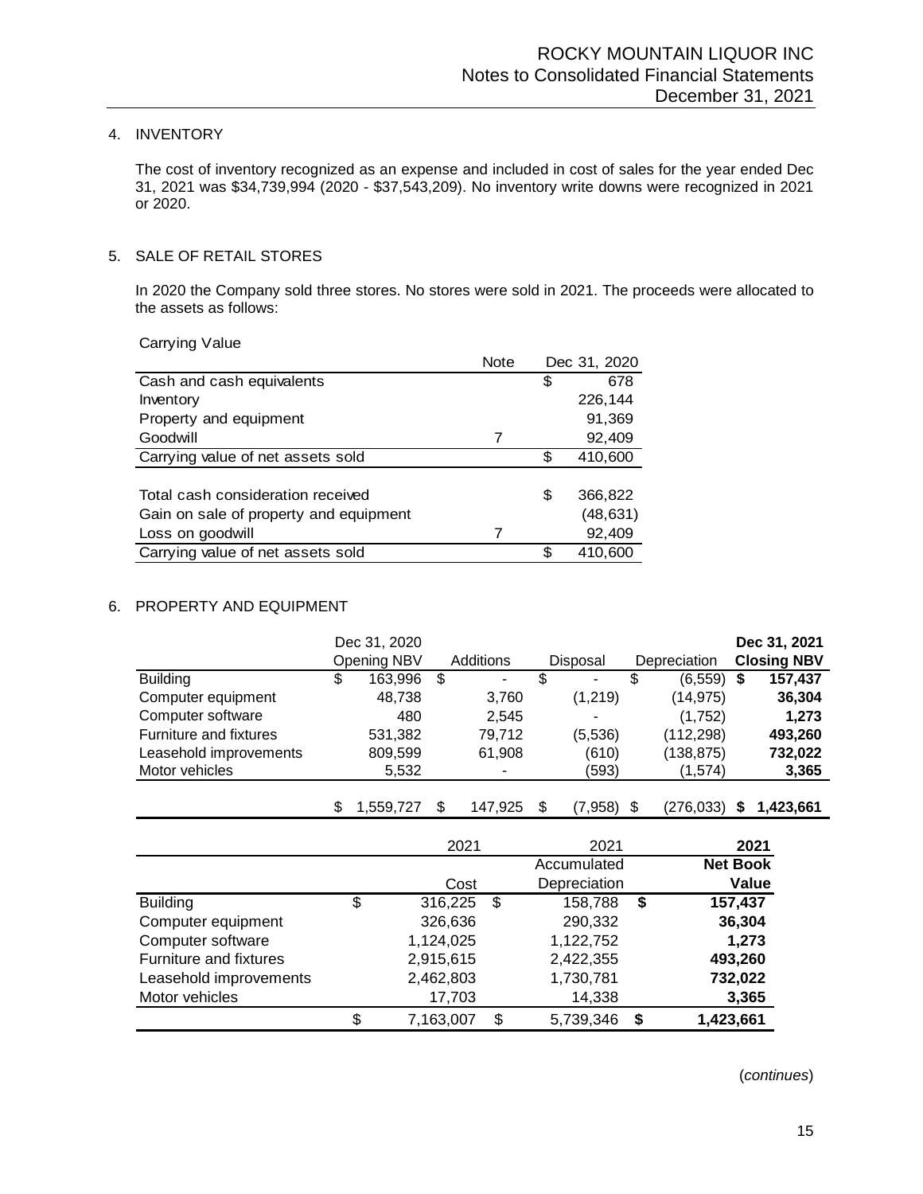## 4. INVENTORY

The cost of inventory recognized as an expense and included in cost of sales for the year ended Dec 31, 2021 was $34,739,994 (2020 - $37,543,209). No inventory write downs were recognized in 2021 or 2020.

## 5. SALE OF RETAIL STORES

In 2020 the Company sold three stores. No stores were sold in 2021. The proceeds were allocated to the assets as follows:

| Carrying Value | Note | Dec 31, 2020 |
|---|---|---|
| Cash and cash equivalents | | $ 678 |
| Inventory | | 226,144 |
| Property and equipment | | 91,369 |
| Goodwill | 7 | 92,409 |
| Carrying value of net assets sold | | $ 410,600 |
| | | |
| Total cash consideration received | | $ 366,822 |
| Gain on sale of property and equipment | | (48,631) |
| Loss on goodwill | 7 | 92,409 |
| Carrying value of net assets sold | | $ 410,600 |

## 6. PROPERTY AND EQUIPMENT

| | Dec 31, 2020 Opening NBV | Additions | Disposal | Depreciation | **Dec 31, 2021 Closing NBV** |
|---|---|---|---|---|---|
| Building | $ 163,996 | $ - | $ - | $ (6,559) | **$ 157,437** |
| Computer equipment | 48,738 | 3,760 | (1,219) | (14,975) | **36,304** |
| Computer software | 480 | 2,545 | - | (1,752) | **1,273** |
| Furniture and fixtures | 531,382 | 79,712 | (5,536) | (112,298) | **493,260** |
| Leasehold improvements | 809,599 | 61,908 | (610) | (138,875) | **732,022** |
| Motor vehicles | 5,532 | - | (593) | (1,574) | **3,365** |
| | $ 1,559,727 | $ 147,925 | $ (7,958) | $ (276,033) | **$ 1,423,661** |

| | 2021 Cost | 2021 Accumulated Depreciation | **2021 Net Book Value** |
|---|---|---|---|
| Building | $ 316,225 | $ 158,788 | **$ 157,437** |
| Computer equipment | 326,636 | 290,332 | **36,304** |
| Computer software | 1,124,025 | 1,122,752 | **1,273** |
| Furniture and fixtures | 2,915,615 | 2,422,355 | **493,260** |
| Leasehold improvements | 2,462,803 | 1,730,781 | **732,022** |
| Motor vehicles | 17,703 | 14,338 | **3,365** |
| | $ 7,163,007 | $ 5,739,346 | **$ 1,423,661** |

(*continues*)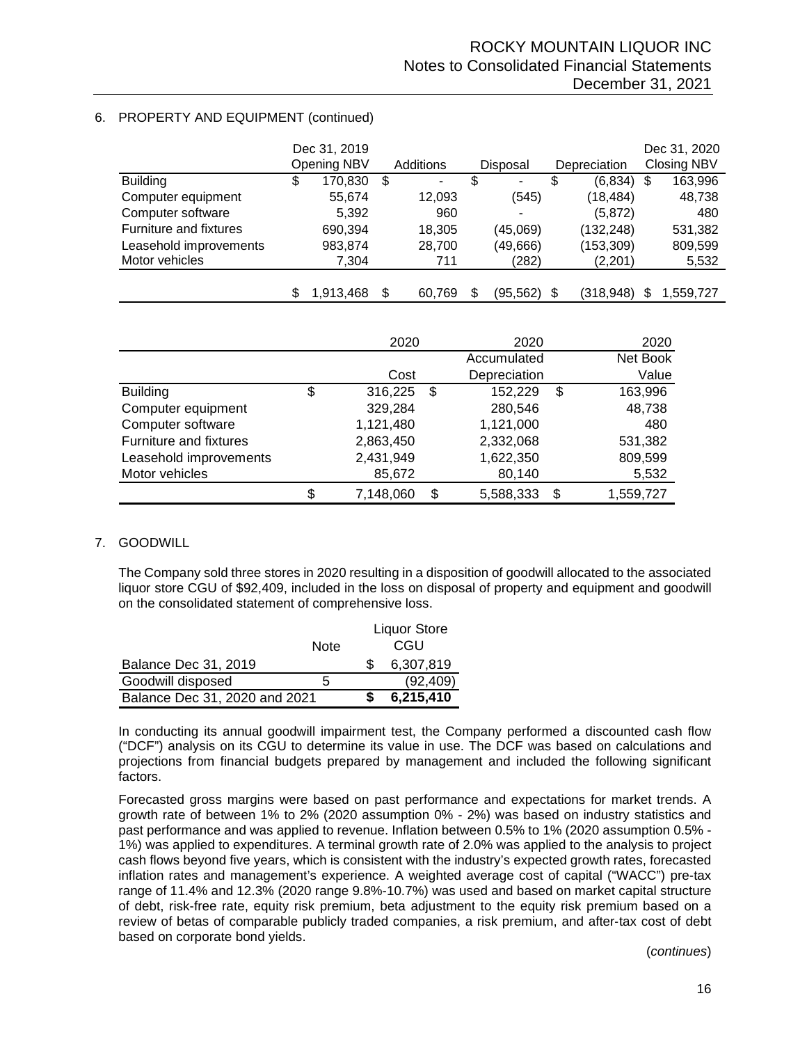## 6. PROPERTY AND EQUIPMENT (continued)

| | Dec 31, 2019 Opening NBV | Additions | Disposal | Depreciation | Dec 31, 2020 Closing NBV |
|---|---|---|---|---|---|
| Building | $ 170,830 | $ - | $ - | $ (6,834) | $ 163,996 |
| Computer equipment | 55,674 | 12,093 | (545) | (18,484) | 48,738 |
| Computer software | 5,392 | 960 | - | (5,872) | 480 |
| Furniture and fixtures | 690,394 | 18,305 | (45,069) | (132,248) | 531,382 |
| Leasehold improvements | 983,874 | 28,700 | (49,666) | (153,309) | 809,599 |
| Motor vehicles | 7,304 | 711 | (282) | (2,201) | 5,532 |
| | $ 1,913,468 | $ 60,769 | $ (95,562) | $ (318,948) | $ 1,559,727 |

| | 2020 Cost | 2020 Accumulated Depreciation | 2020 Net Book Value |
|---|---|---|---|
| Building | $ 316,225 | $ 152,229 | $ 163,996 |
| Computer equipment | 329,284 | 280,546 | 48,738 |
| Computer software | 1,121,480 | 1,121,000 | 480 |
| Furniture and fixtures | 2,863,450 | 2,332,068 | 531,382 |
| Leasehold improvements | 2,431,949 | 1,622,350 | 809,599 |
| Motor vehicles | 85,672 | 80,140 | 5,532 |
| | $ 7,148,060 | $ 5,588,333 | $ 1,559,727 |

## 7. GOODWILL

The Company sold three stores in 2020 resulting in a disposition of goodwill allocated to the associated liquor store CGU of $92,409, included in the loss on disposal of property and equipment and goodwill on the consolidated statement of comprehensive loss.

| | Note | Liquor Store CGU |
|---|---|---|
| Balance Dec 31, 2019 | | $ 6,307,819 |
| Goodwill disposed | 5 | (92,409) |
| Balance Dec 31, 2020 and 2021 | | **$ 6,215,410** |

In conducting its annual goodwill impairment test, the Company performed a discounted cash flow ("DCF") analysis on its CGU to determine its value in use. The DCF was based on calculations and projections from financial budgets prepared by management and included the following significant factors.

Forecasted gross margins were based on past performance and expectations for market trends. A growth rate of between 1% to 2% (2020 assumption 0% - 2%) was based on industry statistics and past performance and was applied to revenue. Inflation between 0.5% to 1% (2020 assumption 0.5% - 1%) was applied to expenditures. A terminal growth rate of 2.0% was applied to the analysis to project cash flows beyond five years, which is consistent with the industry's expected growth rates, forecasted inflation rates and management's experience. A weighted average cost of capital ("WACC") pre-tax range of 11.4% and 12.3% (2020 range 9.8%-10.7%) was used and based on market capital structure of debt, risk-free rate, equity risk premium, beta adjustment to the equity risk premium based on a review of betas of comparable publicly traded companies, a risk premium, and after-tax cost of debt based on corporate bond yields.

(*continues*)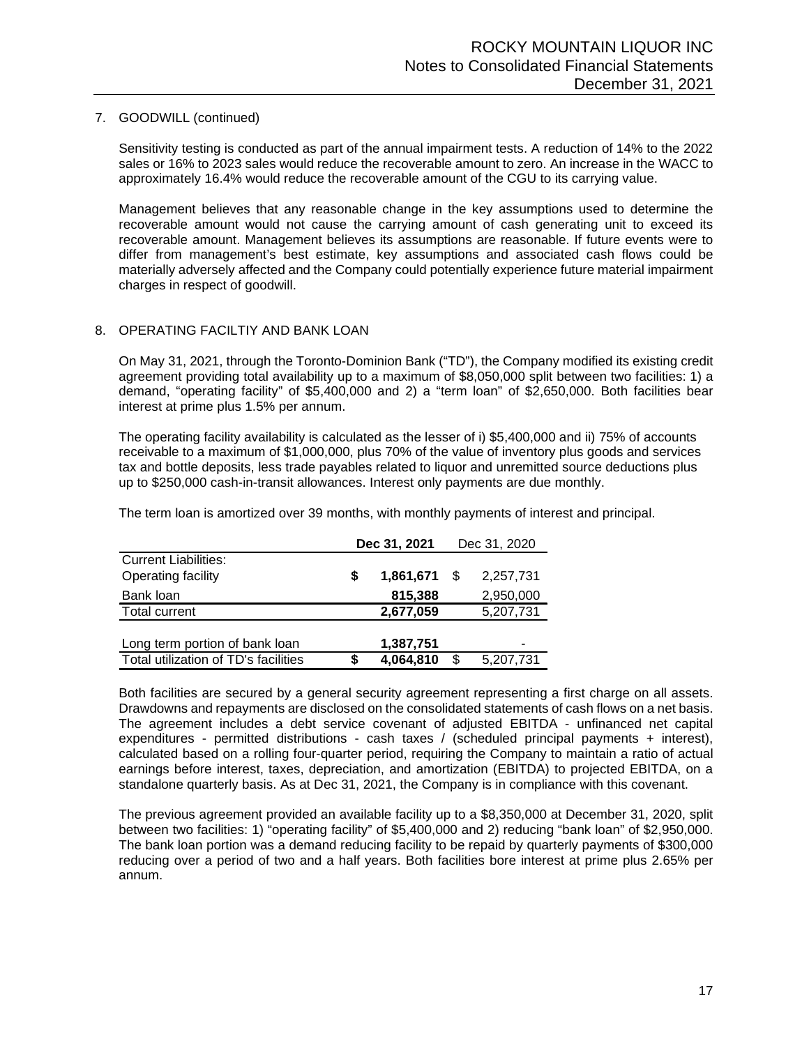7. GOODWILL (continued)

Sensitivity testing is conducted as part of the annual impairment tests. A reduction of 14% to the 2022 sales or 16% to 2023 sales would reduce the recoverable amount to zero. An increase in the WACC to approximately 16.4% would reduce the recoverable amount of the CGU to its carrying value.

Management believes that any reasonable change in the key assumptions used to determine the recoverable amount would not cause the carrying amount of cash generating unit to exceed its recoverable amount. Management believes its assumptions are reasonable. If future events were to differ from management's best estimate, key assumptions and associated cash flows could be materially adversely affected and the Company could potentially experience future material impairment charges in respect of goodwill.

8. OPERATING FACILTIY AND BANK LOAN

On May 31, 2021, through the Toronto-Dominion Bank ("TD"), the Company modified its existing credit agreement providing total availability up to a maximum of \$8,050,000 split between two facilities: 1) a demand, "operating facility" of \$5,400,000 and 2) a "term loan" of \$2,650,000. Both facilities bear interest at prime plus 1.5% per annum.

The operating facility availability is calculated as the lesser of i) \$5,400,000 and ii) 75% of accounts receivable to a maximum of \$1,000,000, plus 70% of the value of inventory plus goods and services tax and bottle deposits, less trade payables related to liquor and unremitted source deductions plus up to \$250,000 cash-in-transit allowances. Interest only payments are due monthly.

The term loan is amortized over 39 months, with monthly payments of interest and principal.

| | **Dec 31, 2021** | Dec 31, 2020 |
|---|---|---|
| Current Liabilities: | | |
| Operating facility | **\$ 1,861,671** | \$ 2,257,731 |
| Bank loan | **815,388** | 2,950,000 |
| Total current | **2,677,059** | 5,207,731 |
| | | |
| Long term portion of bank loan | **1,387,751** | - |
| Total utilization of TD's facilities | **\$ 4,064,810** | \$ 5,207,731 |

Both facilities are secured by a general security agreement representing a first charge on all assets. Drawdowns and repayments are disclosed on the consolidated statements of cash flows on a net basis. The agreement includes a debt service covenant of adjusted EBITDA - unfinanced net capital expenditures - permitted distributions - cash taxes / (scheduled principal payments + interest), calculated based on a rolling four-quarter period, requiring the Company to maintain a ratio of actual earnings before interest, taxes, depreciation, and amortization (EBITDA) to projected EBITDA, on a standalone quarterly basis. As at Dec 31, 2021, the Company is in compliance with this covenant.

The previous agreement provided an available facility up to a \$8,350,000 at December 31, 2020, split between two facilities: 1) "operating facility" of \$5,400,000 and 2) reducing "bank loan" of \$2,950,000. The bank loan portion was a demand reducing facility to be repaid by quarterly payments of \$300,000 reducing over a period of two and a half years. Both facilities bore interest at prime plus 2.65% per annum.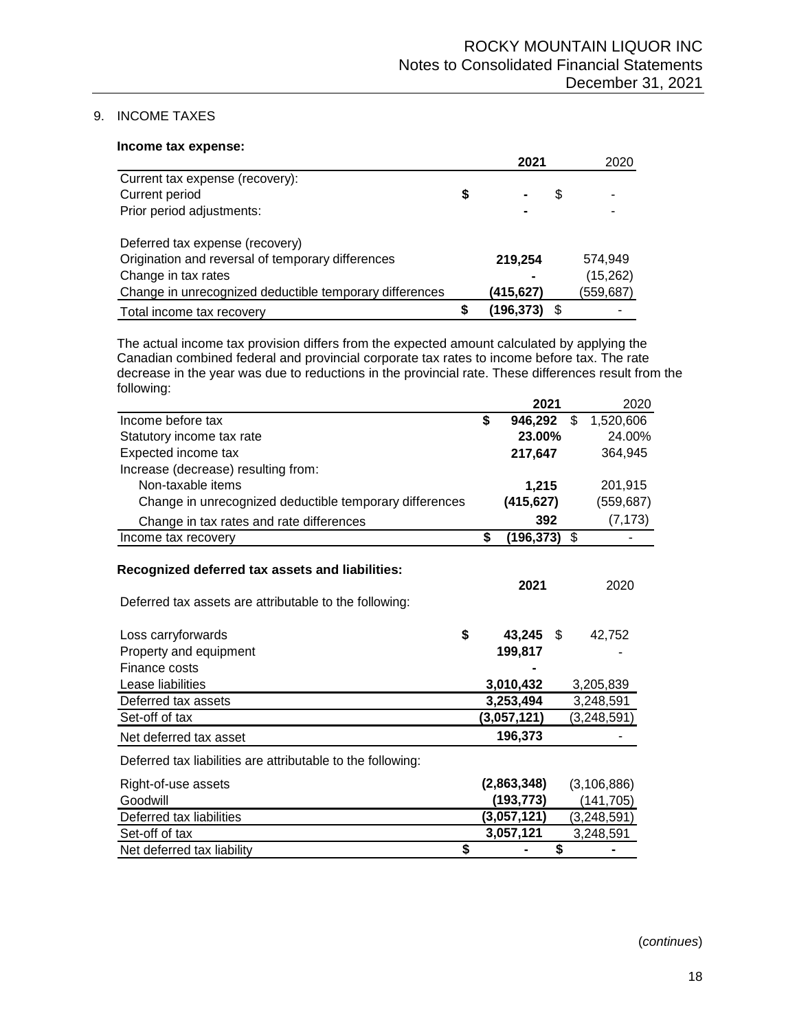## 9. INCOME TAXES

**Income tax expense:**

| | 2021 | 2020 |
|---|---|---|
| Current tax expense (recovery): | | |
| Current period | $ - | $ - |
| Prior period adjustments: | - | - |
| | | |
| Deferred tax expense (recovery) | | |
| Origination and reversal of temporary differences | 219,254 | 574,949 |
| Change in tax rates | - | (15,262) |
| Change in unrecognized deductible temporary differences | (415,627) | (559,687) |
| Total income tax recovery | $ (196,373) | $ - |

The actual income tax provision differs from the expected amount calculated by applying the Canadian combined federal and provincial corporate tax rates to income before tax. The rate decrease in the year was due to reductions in the provincial rate. These differences result from the following:

| | 2021 | 2020 |
|---|---|---|
| Income before tax | $ 946,292 | $ 1,520,606 |
| Statutory income tax rate | 23.00% | 24.00% |
| Expected income tax | 217,647 | 364,945 |
| Increase (decrease) resulting from: | | |
| Non-taxable items | 1,215 | 201,915 |
| Change in unrecognized deductible temporary differences | (415,627) | (559,687) |
| Change in tax rates and rate differences | 392 | (7,173) |
| Income tax recovery | $ (196,373) | $ - |

**Recognized deferred tax assets and liabilities:**

| | 2021 | 2020 |
|---|---|---|
| Deferred tax assets are attributable to the following: | | |
| Loss carryforwards | $ 43,245 | $ 42,752 |
| Property and equipment | 199,817 | - |
| Finance costs | - | |
| Lease liabilities | 3,010,432 | 3,205,839 |
| Deferred tax assets | 3,253,494 | 3,248,591 |
| Set-off of tax | (3,057,121) | (3,248,591) |
| Net deferred tax asset | 196,373 | - |
| Deferred tax liabilities are attributable to the following: | | |
| Right-of-use assets | (2,863,348) | (3,106,886) |
| Goodwill | (193,773) | (141,705) |
| Deferred tax liabilities | (3,057,121) | (3,248,591) |
| Set-off of tax | 3,057,121 | 3,248,591 |
| Net deferred tax liability | $ - | $ - |

(*continues*)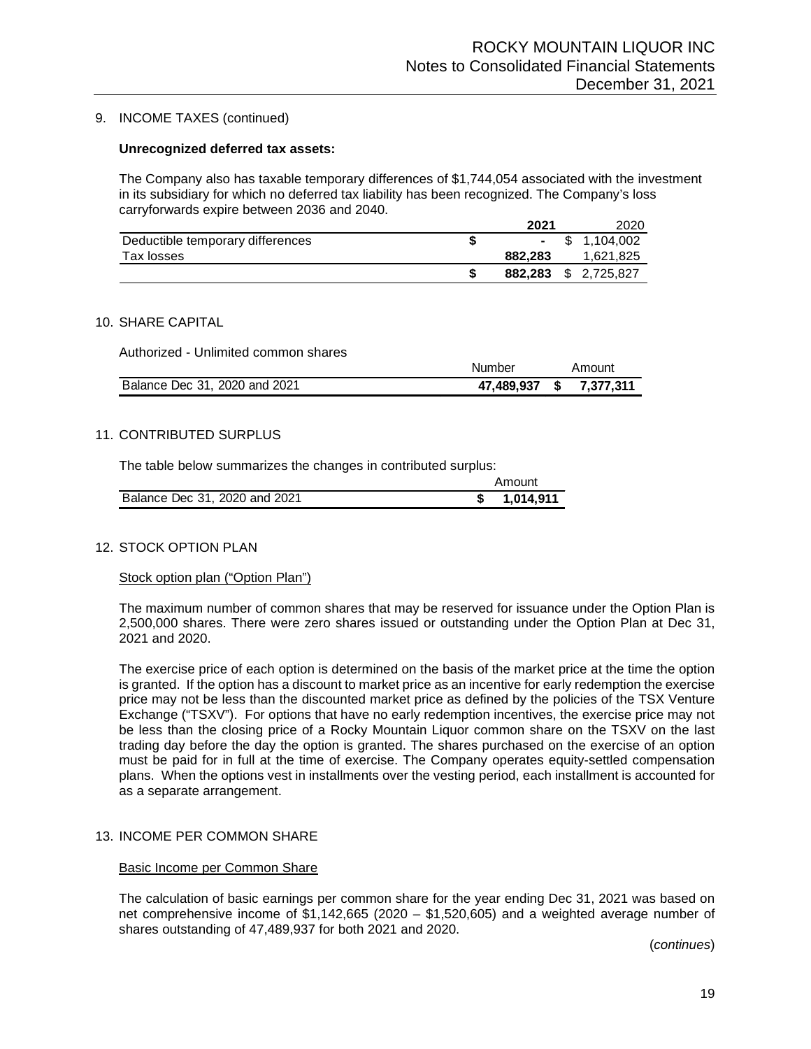## 9. INCOME TAXES (continued)

**Unrecognized deferred tax assets:**

The Company also has taxable temporary differences of $1,744,054 associated with the investment in its subsidiary for which no deferred tax liability has been recognized. The Company's loss carryforwards expire between 2036 and 2040.

| | **2021** | 2020 |
|---|---|---|
| Deductible temporary differences | **$ -** | $ 1,104,002 |
| Tax losses | **882,283** | 1,621,825 |
| | **$ 882,283** | $ 2,725,827 |

## 10. SHARE CAPITAL

Authorized - Unlimited common shares

| | Number | Amount |
|---|---|---|
| Balance Dec 31, 2020 and 2021 | **47,489,937** | **$ 7,377,311** |

## 11. CONTRIBUTED SURPLUS

The table below summarizes the changes in contributed surplus:

| | Amount |
|---|---|
| Balance Dec 31, 2020 and 2021 | **$ 1,014,911** |

## 12. STOCK OPTION PLAN

Stock option plan ("Option Plan")

The maximum number of common shares that may be reserved for issuance under the Option Plan is 2,500,000 shares. There were zero shares issued or outstanding under the Option Plan at Dec 31, 2021 and 2020.

The exercise price of each option is determined on the basis of the market price at the time the option is granted. If the option has a discount to market price as an incentive for early redemption the exercise price may not be less than the discounted market price as defined by the policies of the TSX Venture Exchange ("TSXV"). For options that have no early redemption incentives, the exercise price may not be less than the closing price of a Rocky Mountain Liquor common share on the TSXV on the last trading day before the day the option is granted. The shares purchased on the exercise of an option must be paid for in full at the time of exercise. The Company operates equity-settled compensation plans. When the options vest in installments over the vesting period, each installment is accounted for as a separate arrangement.

## 13. INCOME PER COMMON SHARE

Basic Income per Common Share

The calculation of basic earnings per common share for the year ending Dec 31, 2021 was based on net comprehensive income of $1,142,665 (2020 – $1,520,605) and a weighted average number of shares outstanding of 47,489,937 for both 2021 and 2020.

(*continues*)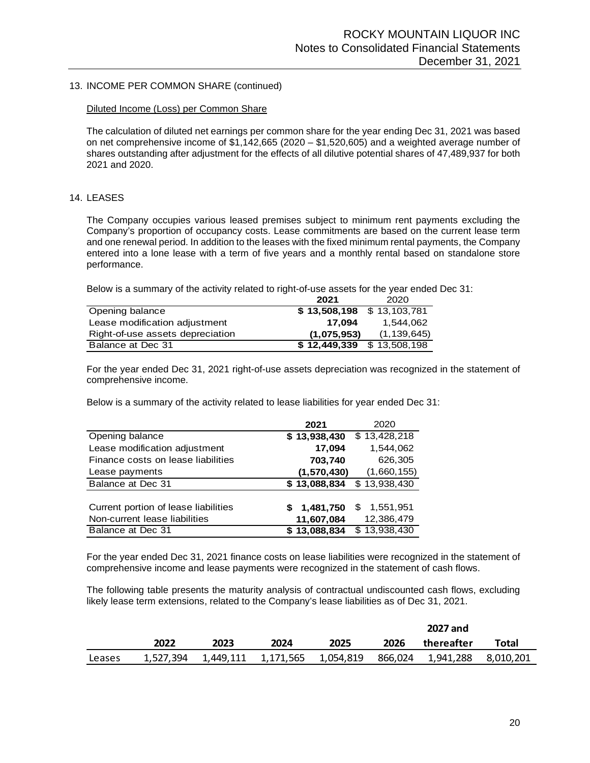## 13. INCOME PER COMMON SHARE (continued)

Diluted Income (Loss) per Common Share

The calculation of diluted net earnings per common share for the year ending Dec 31, 2021 was based on net comprehensive income of $1,142,665 (2020 – $1,520,605) and a weighted average number of shares outstanding after adjustment for the effects of all dilutive potential shares of 47,489,937 for both 2021 and 2020.

## 14. LEASES

The Company occupies various leased premises subject to minimum rent payments excluding the Company's proportion of occupancy costs. Lease commitments are based on the current lease term and one renewal period. In addition to the leases with the fixed minimum rental payments, the Company entered into a lone lease with a term of five years and a monthly rental based on standalone store performance.

Below is a summary of the activity related to right-of-use assets for the year ended Dec 31:

| | 2021 | 2020 |
|---|---|---|
| Opening balance | **$ 13,508,198** | $ 13,103,781 |
| Lease modification adjustment | **17,094** | 1,544,062 |
| Right-of-use assets depreciation | **(1,075,953)** | (1,139,645) |
| Balance at Dec 31 | **$ 12,449,339** | $ 13,508,198 |

For the year ended Dec 31, 2021 right-of-use assets depreciation was recognized in the statement of comprehensive income.

Below is a summary of the activity related to lease liabilities for year ended Dec 31:

| | 2021 | 2020 |
|---|---|---|
| Opening balance | **$ 13,938,430** | $ 13,428,218 |
| Lease modification adjustment | **17,094** | 1,544,062 |
| Finance costs on lease liabilities | **703,740** | 626,305 |
| Lease payments | **(1,570,430)** | (1,660,155) |
| Balance at Dec 31 | **$ 13,088,834** | $ 13,938,430 |
| | | |
| Current portion of lease liabilities | **$ 1,481,750** | $ 1,551,951 |
| Non-current lease liabilities | **11,607,084** | 12,386,479 |
| Balance at Dec 31 | **$ 13,088,834** | $ 13,938,430 |

For the year ended Dec 31, 2021 finance costs on lease liabilities were recognized in the statement of comprehensive income and lease payments were recognized in the statement of cash flows.

The following table presents the maturity analysis of contractual undiscounted cash flows, excluding likely lease term extensions, related to the Company's lease liabilities as of Dec 31, 2021.

| | 2022 | 2023 | 2024 | 2025 | 2026 | 2027 and thereafter | Total |
|---|---|---|---|---|---|---|---|
| Leases | 1,527,394 | 1,449,111 | 1,171,565 | 1,054,819 | 866,024 | 1,941,288 | 8,010,201 |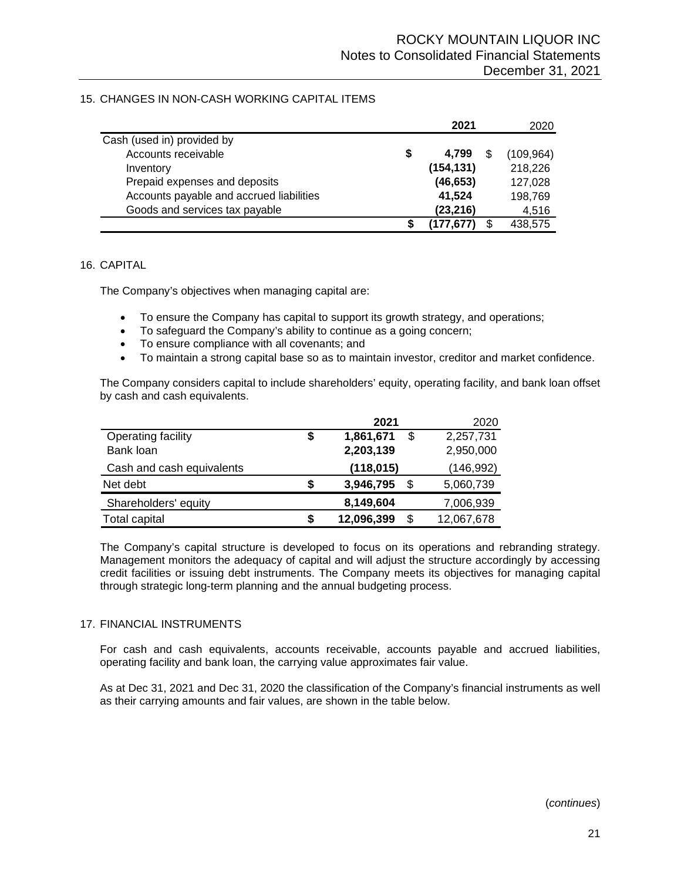## 15. CHANGES IN NON-CASH WORKING CAPITAL ITEMS

| | 2021 | 2020 |
|---|---|---|
| Cash (used in) provided by | | |
| Accounts receivable | $ **4,799** | $ (109,964) |
| Inventory | **(154,131)** | 218,226 |
| Prepaid expenses and deposits | **(46,653)** | 127,028 |
| Accounts payable and accrued liabilities | **41,524** | 198,769 |
| Goods and services tax payable | **(23,216)** | 4,516 |
| | $ **(177,677)** | $ 438,575 |

## 16. CAPITAL

The Company's objectives when managing capital are:

- To ensure the Company has capital to support its growth strategy, and operations;
- To safeguard the Company's ability to continue as a going concern;
- To ensure compliance with all covenants; and
- To maintain a strong capital base so as to maintain investor, creditor and market confidence.

The Company considers capital to include shareholders' equity, operating facility, and bank loan offset by cash and cash equivalents.

| | 2021 | 2020 |
|---|---|---|
| Operating facility | $ **1,861,671** | $ 2,257,731 |
| Bank loan | **2,203,139** | 2,950,000 |
| Cash and cash equivalents | **(118,015)** | (146,992) |
| Net debt | $ **3,946,795** | $ 5,060,739 |
| Shareholders' equity | **8,149,604** | 7,006,939 |
| Total capital | $ **12,096,399** | $ 12,067,678 |

The Company's capital structure is developed to focus on its operations and rebranding strategy. Management monitors the adequacy of capital and will adjust the structure accordingly by accessing credit facilities or issuing debt instruments. The Company meets its objectives for managing capital through strategic long-term planning and the annual budgeting process.

## 17. FINANCIAL INSTRUMENTS

For cash and cash equivalents, accounts receivable, accounts payable and accrued liabilities, operating facility and bank loan, the carrying value approximates fair value.

As at Dec 31, 2021 and Dec 31, 2020 the classification of the Company's financial instruments as well as their carrying amounts and fair values, are shown in the table below.

(*continues*)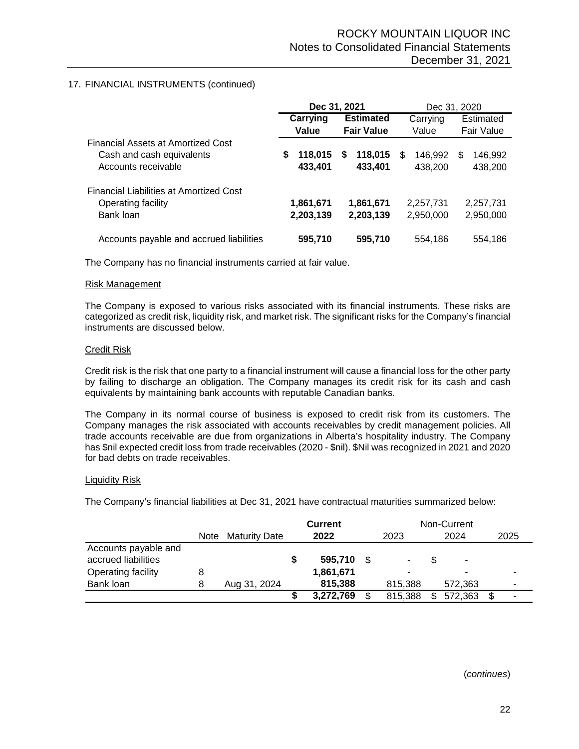17. FINANCIAL INSTRUMENTS (continued)

| | Dec 31, 2021 | | Dec 31, 2020 | |
|---|---|---|---|---|
| | **Carrying Value** | **Estimated Fair Value** | Carrying Value | Estimated Fair Value |
| Financial Assets at Amortized Cost | | | | |
| Cash and cash equivalents | **$ 118,015** | **$ 118,015** | $ 146,992 | $ 146,992 |
| Accounts receivable | **433,401** | **433,401** | 438,200 | 438,200 |
| Financial Liabilities at Amortized Cost | | | | |
| Operating facility | **1,861,671** | **1,861,671** | 2,257,731 | 2,257,731 |
| Bank loan | **2,203,139** | **2,203,139** | 2,950,000 | 2,950,000 |
| Accounts payable and accrued liabilities | **595,710** | **595,710** | 554,186 | 554,186 |

The Company has no financial instruments carried at fair value.

Risk Management

The Company is exposed to various risks associated with its financial instruments. These risks are categorized as credit risk, liquidity risk, and market risk. The significant risks for the Company's financial instruments are discussed below.

Credit Risk

Credit risk is the risk that one party to a financial instrument will cause a financial loss for the other party by failing to discharge an obligation. The Company manages its credit risk for its cash and cash equivalents by maintaining bank accounts with reputable Canadian banks.

The Company in its normal course of business is exposed to credit risk from its customers. The Company manages the risk associated with accounts receivables by credit management policies. All trade accounts receivable are due from organizations in Alberta's hospitality industry. The Company has $nil expected credit loss from trade receivables (2020 - $nil). $Nil was recognized in 2021 and 2020 for bad debts on trade receivables.

Liquidity Risk

The Company's financial liabilities at Dec 31, 2021 have contractual maturities summarized below:

| | Note | Maturity Date | **Current** | Non-Current | | |
|---|---|---|---|---|---|---|
| | | | **2022** | 2023 | 2024 | 2025 |
| Accounts payable and accrued liabilities | | | **$ 595,710** | $ - | $ - | |
| Operating facility | 8 | | **1,861,671** | - | - | - |
| Bank loan | 8 | Aug 31, 2024 | **815,388** | 815,388 | 572,363 | - |
| | | | **$ 3,272,769** | $ 815,388 | $ 572,363 | $ - |

(*continues*)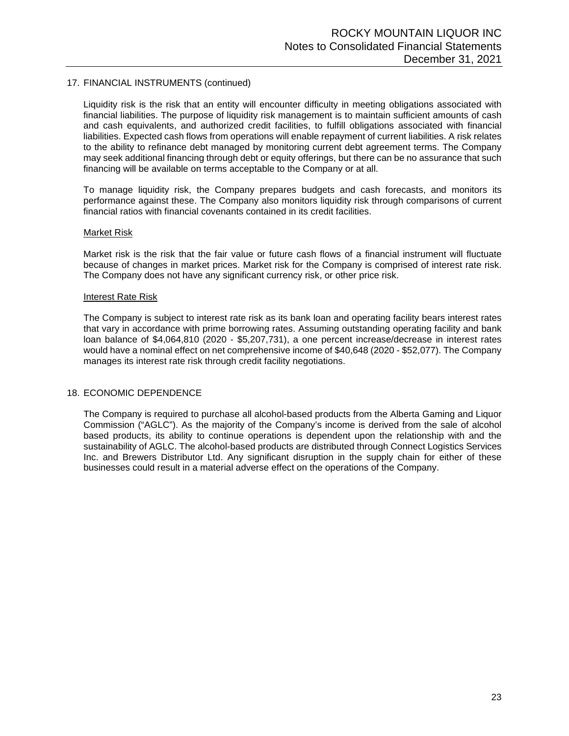## 17. FINANCIAL INSTRUMENTS (continued)

Liquidity risk is the risk that an entity will encounter difficulty in meeting obligations associated with financial liabilities. The purpose of liquidity risk management is to maintain sufficient amounts of cash and cash equivalents, and authorized credit facilities, to fulfill obligations associated with financial liabilities. Expected cash flows from operations will enable repayment of current liabilities. A risk relates to the ability to refinance debt managed by monitoring current debt agreement terms. The Company may seek additional financing through debt or equity offerings, but there can be no assurance that such financing will be available on terms acceptable to the Company or at all.

To manage liquidity risk, the Company prepares budgets and cash forecasts, and monitors its performance against these. The Company also monitors liquidity risk through comparisons of current financial ratios with financial covenants contained in its credit facilities.

### Market Risk

Market risk is the risk that the fair value or future cash flows of a financial instrument will fluctuate because of changes in market prices. Market risk for the Company is comprised of interest rate risk. The Company does not have any significant currency risk, or other price risk.

### Interest Rate Risk

The Company is subject to interest rate risk as its bank loan and operating facility bears interest rates that vary in accordance with prime borrowing rates. Assuming outstanding operating facility and bank loan balance of $4,064,810 (2020 - $5,207,731), a one percent increase/decrease in interest rates would have a nominal effect on net comprehensive income of $40,648 (2020 - $52,077). The Company manages its interest rate risk through credit facility negotiations.

## 18. ECONOMIC DEPENDENCE

The Company is required to purchase all alcohol-based products from the Alberta Gaming and Liquor Commission ("AGLC"). As the majority of the Company's income is derived from the sale of alcohol based products, its ability to continue operations is dependent upon the relationship with and the sustainability of AGLC. The alcohol-based products are distributed through Connect Logistics Services Inc. and Brewers Distributor Ltd. Any significant disruption in the supply chain for either of these businesses could result in a material adverse effect on the operations of the Company.